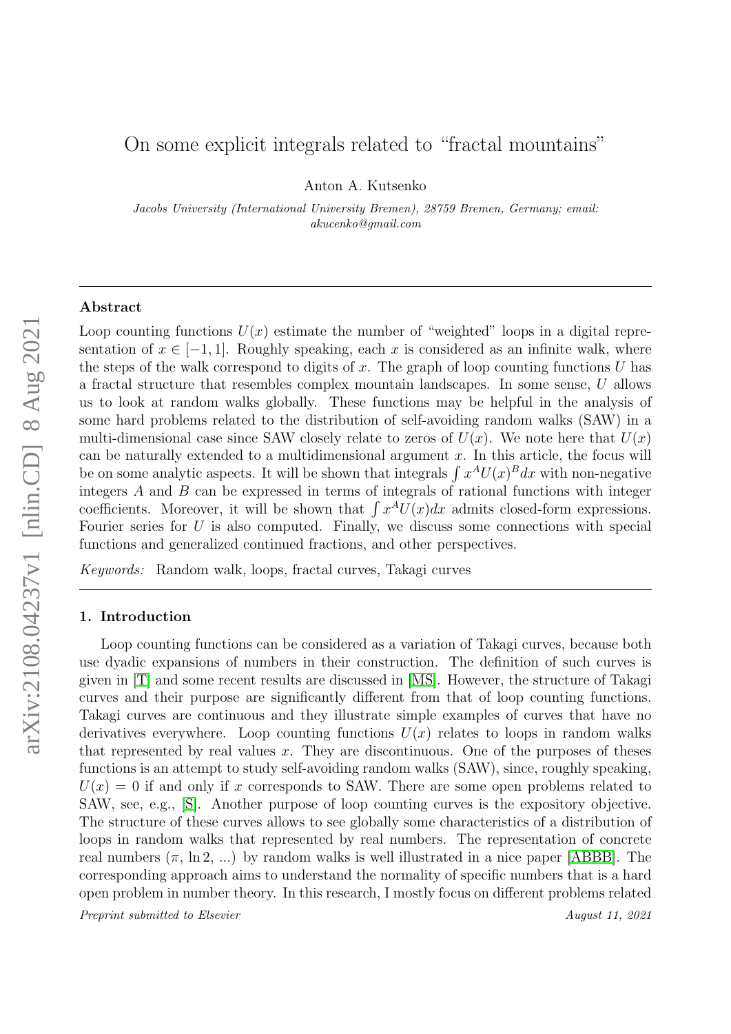# On some explicit integrals related to "fractal mountains"

Anton A. Kutsenko

*Jacobs University (International University Bremen), 28759 Bremen, Germany; email: akucenko@gmail.com*

## Abstract

Loop counting functions $U(x)$ estimate the number of "weighted" loops in a digital representation of $x \in [-1, 1]$. Roughly speaking, each $x$ is considered as an infinite walk, where the steps of the walk correspond to digits of $x$. The graph of loop counting functions $U$ has a fractal structure that resembles complex mountain landscapes. In some sense, $U$ allows us to look at random walks globally. These functions may be helpful in the analysis of some hard problems related to the distribution of self-avoiding random walks (SAW) in a multi-dimensional case since SAW closely relate to zeros of $U(x)$. We note here that $U(x)$ can be naturally extended to a multidimensional argument $x$. In this article, the focus will be on some analytic aspects. It will be shown that integrals $\int x^A U(x)^B dx$ with non-negative integers $A$ and $B$ can be expressed in terms of integrals of rational functions with integer coefficients. Moreover, it will be shown that $\int x^A U(x) dx$ admits closed-form expressions. Fourier series for $U$ is also computed. Finally, we discuss some connections with special functions and generalized continued fractions, and other perspectives.

*Keywords:* Random walk, loops, fractal curves, Takagi curves

## 1. Introduction

Loop counting functions can be considered as a variation of Takagi curves, because both use dyadic expansions of numbers in their construction. The definition of such curves is given in [T] and some recent results are discussed in [MS]. However, the structure of Takagi curves and their purpose are significantly different from that of loop counting functions. Takagi curves are continuous and they illustrate simple examples of curves that have no derivatives everywhere. Loop counting functions $U(x)$ relates to loops in random walks that represented by real values $x$. They are discontinuous. One of the purposes of theses functions is an attempt to study self-avoiding random walks (SAW), since, roughly speaking, $U(x) = 0$ if and only if $x$ corresponds to SAW. There are some open problems related to SAW, see, e.g., [S]. Another purpose of loop counting curves is the expository objective. The structure of these curves allows to see globally some characteristics of a distribution of loops in random walks that represented by real numbers. The representation of concrete real numbers ($\pi$, $\ln 2$, ...) by random walks is well illustrated in a nice paper [ABBB]. The corresponding approach aims to understand the normality of specific numbers that is a hard open problem in number theory. In this research, I mostly focus on different problems related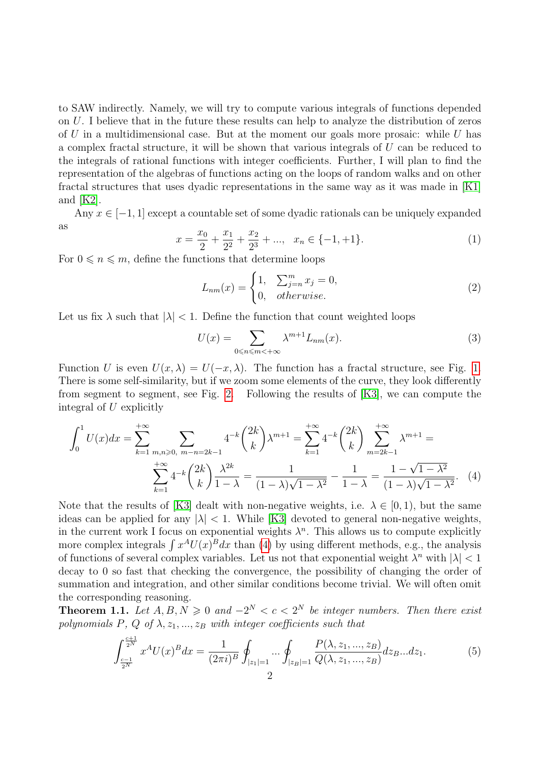to SAW indirectly. Namely, we will try to compute various integrals of functions depended on $U$. I believe that in the future these results can help to analyze the distribution of zeros of $U$ in a multidimensional case. But at the moment our goals more prosaic: while $U$ has a complex fractal structure, it will be shown that various integrals of $U$ can be reduced to the integrals of rational functions with integer coefficients. Further, I will plan to find the representation of the algebras of functions acting on the loops of random walks and on other fractal structures that uses dyadic representations in the same way as it was made in [K1] and [K2].

Any $x \in [-1,1]$ except a countable set of some dyadic rationals can be uniquely expanded as

$$x = \frac{x_0}{2} + \frac{x_1}{2^2} + \frac{x_2}{2^3} + ..., \quad x_n \in \{-1,+1\}. \tag{1}$$

For $0 \leqslant n \leqslant m$, define the functions that determine loops

$$L_{nm}(x) = \begin{cases} 1, & \sum_{j=n}^{m} x_j = 0, \\ 0, & otherwise. \end{cases} \tag{2}$$

Let us fix $\lambda$ such that $|\lambda| < 1$. Define the function that count weighted loops

$$U(x) = \sum_{0 \leqslant n \leqslant m < +\infty} \lambda^{m+1} L_{nm}(x). \tag{3}$$

Function $U$ is even $U(x,\lambda) = U(-x,\lambda)$. The function has a fractal structure, see Fig. 1. There is some self-similarity, but if we zoom some elements of the curve, they look differently from segment to segment, see Fig. 2. Following the results of [K3], we can compute the integral of $U$ explicitly

$$\int_0^1 U(x)dx = \sum_{k=1}^{+\infty} \sum_{m,n \geqslant 0,\ m-n=2k-1} 4^{-k}\binom{2k}{k}\lambda^{m+1} = \sum_{k=1}^{+\infty} 4^{-k}\binom{2k}{k} \sum_{m=2k-1}^{+\infty} \lambda^{m+1} =$$
$$\sum_{k=1}^{+\infty} 4^{-k}\binom{2k}{k}\frac{\lambda^{2k}}{1-\lambda} = \frac{1}{(1-\lambda)\sqrt{1-\lambda^2}} - \frac{1}{1-\lambda} = \frac{1-\sqrt{1-\lambda^2}}{(1-\lambda)\sqrt{1-\lambda^2}}. \tag{4}$$

Note that the results of [K3] dealt with non-negative weights, i.e. $\lambda \in [0,1)$, but the same ideas can be applied for any $|\lambda| < 1$. While [K3] devoted to general non-negative weights, in the current work I focus on exponential weights $\lambda^n$. This allows us to compute explicitly more complex integrals $\int x^A U(x)^B dx$ than (4) by using different methods, e.g., the analysis of functions of several complex variables. Let us not that exponential weight $\lambda^n$ with $|\lambda| < 1$ decay to 0 so fast that checking the convergence, the possibility of changing the order of summation and integration, and other similar conditions become trivial. We will often omit the corresponding reasoning.

**Theorem 1.1.** *Let $A, B, N \geqslant 0$ and $-2^N < c < 2^N$ be integer numbers. Then there exist polynomials $P$, $Q$ of $\lambda, z_1, ..., z_B$ with integer coefficients such that*

$$\int_{\frac{c-1}{2^N}}^{\frac{c+1}{2^N}} x^A U(x)^B dx = \frac{1}{(2\pi i)^B} \oint_{|z_1|=1} ... \oint_{|z_B|=1} \frac{P(\lambda, z_1, ..., z_B)}{Q(\lambda, z_1, ..., z_B)} dz_B ... dz_1. \tag{5}$$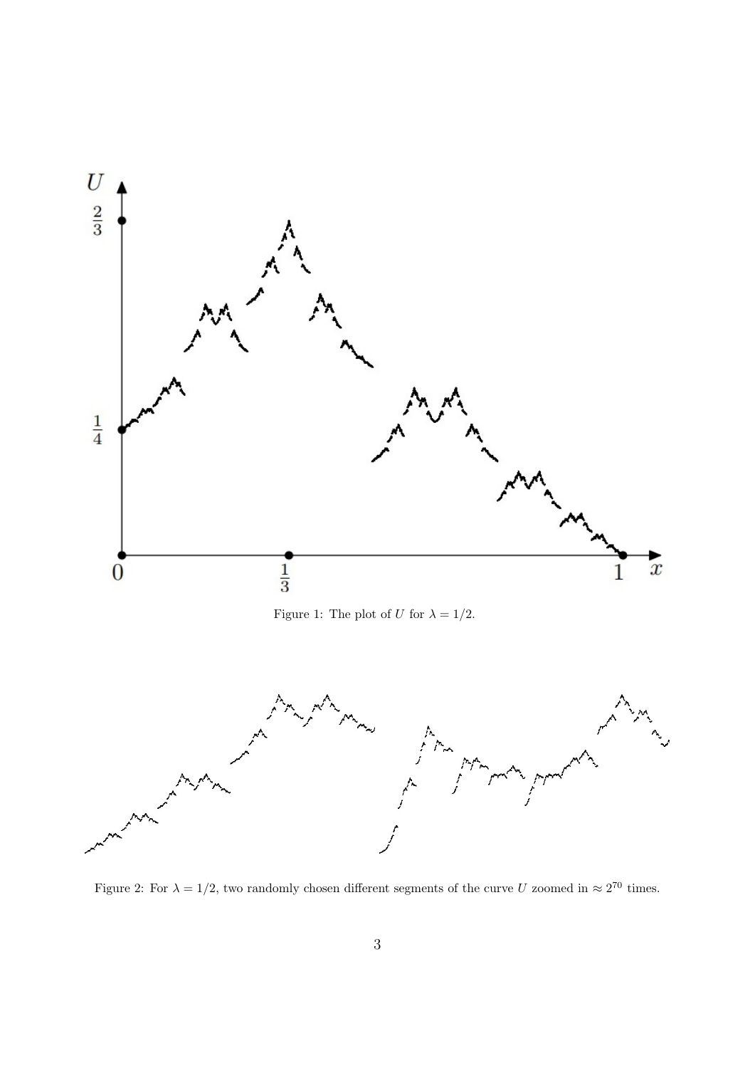Figure 1: The plot of $U$ for $\lambda = 1/2$.

Figure 2: For $\lambda = 1/2$, two randomly chosen different segments of the curve $U$ zoomed in $\approx 2^{70}$ times.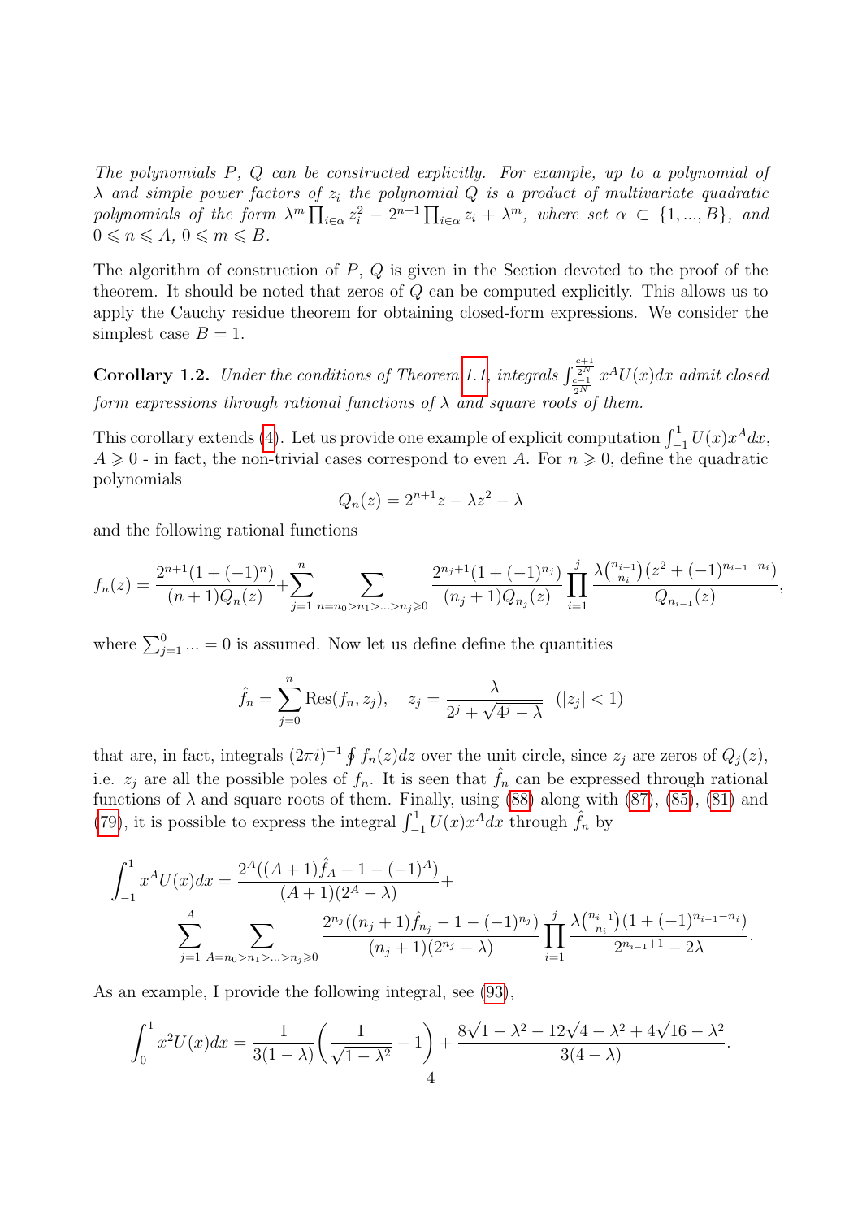*The polynomials $P$, $Q$ can be constructed explicitly. For example, up to a polynomial of $\lambda$ and simple power factors of $z_i$ the polynomial $Q$ is a product of multivariate quadratic polynomials of the form $\lambda^m \prod_{i\in\alpha} z_i^2 - 2^{n+1}\prod_{i\in\alpha} z_i + \lambda^m$, where set $\alpha \subset \{1,...,B\}$, and $0 \leqslant n \leqslant A$, $0 \leqslant m \leqslant B$.*

The algorithm of construction of $P$, $Q$ is given in the Section devoted to the proof of the theorem. It should be noted that zeros of $Q$ can be computed explicitly. This allows us to apply the Cauchy residue theorem for obtaining closed-form expressions. We consider the simplest case $B = 1$.

**Corollary 1.2.** *Under the conditions of Theorem 1.1, integrals $\int_{\frac{c-1}{2^N}}^{\frac{c+1}{2^N}} x^A U(x)dx$ admit closed form expressions through rational functions of $\lambda$ and square roots of them.*

This corollary extends (4). Let us provide one example of explicit computation $\int_{-1}^{1} U(x)x^A dx$, $A \geqslant 0$ - in fact, the non-trivial cases correspond to even $A$. For $n \geqslant 0$, define the quadratic polynomials

$$Q_n(z) = 2^{n+1}z - \lambda z^2 - \lambda$$

and the following rational functions

$$f_n(z) = \frac{2^{n+1}(1+(-1)^n)}{(n+1)Q_n(z)} + \sum_{j=1}^{n} \sum_{n=n_0>n_1>...>n_j\geqslant 0} \frac{2^{n_j+1}(1+(-1)^{n_j})}{(n_j+1)Q_{n_j}(z)} \prod_{i=1}^{j} \frac{\lambda\binom{n_{i-1}}{n_i}(z^2+(-1)^{n_{i-1}-n_i})}{Q_{n_{i-1}}(z)},$$

where $\sum_{j=1}^{0} ... = 0$ is assumed. Now let us define define the quantities

$$\hat{f}_n = \sum_{j=0}^{n} \mathrm{Res}(f_n, z_j), \quad z_j = \frac{\lambda}{2^j + \sqrt{4^j - \lambda}} \quad (|z_j| < 1)$$

that are, in fact, integrals $(2\pi i)^{-1}\oint f_n(z)dz$ over the unit circle, since $z_j$ are zeros of $Q_j(z)$, i.e. $z_j$ are all the possible poles of $f_n$. It is seen that $\hat{f}_n$ can be expressed through rational functions of $\lambda$ and square roots of them. Finally, using (88) along with (87), (85), (81) and (79), it is possible to express the integral $\int_{-1}^{1} U(x)x^A dx$ through $\hat{f}_n$ by

$$\int_{-1}^{1} x^A U(x)dx = \frac{2^A((A+1)\hat{f}_A - 1 - (-1)^A)}{(A+1)(2^A - \lambda)} + \sum_{j=1}^{A} \sum_{A=n_0>n_1>...>n_j\geqslant 0} \frac{2^{n_j}((n_j+1)\hat{f}_{n_j} - 1 - (-1)^{n_j})}{(n_j+1)(2^{n_j} - \lambda)} \prod_{i=1}^{j} \frac{\lambda\binom{n_{i-1}}{n_i}(1+(-1)^{n_{i-1}-n_i})}{2^{n_{i-1}+1} - 2\lambda}.$$

As an example, I provide the following integral, see (93),

$$\int_{0}^{1} x^2 U(x)dx = \frac{1}{3(1-\lambda)}\left(\frac{1}{\sqrt{1-\lambda^2}} - 1\right) + \frac{8\sqrt{1-\lambda^2} - 12\sqrt{4-\lambda^2} + 4\sqrt{16-\lambda^2}}{3(4-\lambda)}.$$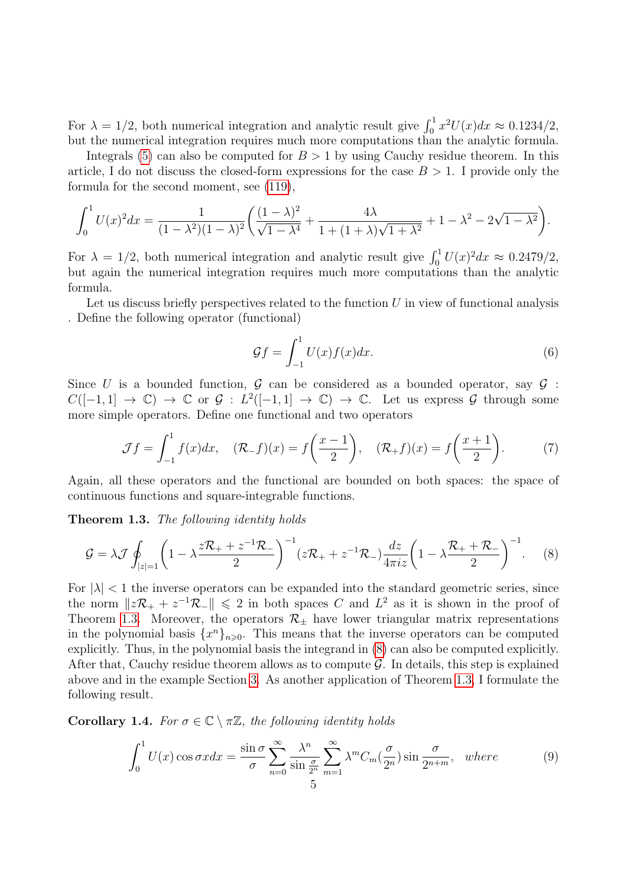For $\lambda = 1/2$, both numerical integration and analytic result give $\int_0^1 x^2 U(x)dx \approx 0.1234/2$, but the numerical integration requires much more computations than the analytic formula.

Integrals (5) can also be computed for $B > 1$ by using Cauchy residue theorem. In this article, I do not discuss the closed-form expressions for the case $B > 1$. I provide only the formula for the second moment, see (119),

$$\int_0^1 U(x)^2 dx = \frac{1}{(1-\lambda^2)(1-\lambda)^2}\left(\frac{(1-\lambda)^2}{\sqrt{1-\lambda^4}} + \frac{4\lambda}{1+(1+\lambda)\sqrt{1+\lambda^2}} + 1 - \lambda^2 - 2\sqrt{1-\lambda^2}\right).$$

For $\lambda = 1/2$, both numerical integration and analytic result give $\int_0^1 U(x)^2 dx \approx 0.2479/2$, but again the numerical integration requires much more computations than the analytic formula.

Let us discuss briefly perspectives related to the function $U$ in view of functional analysis . Define the following operator (functional)

$$\mathcal{G}f = \int_{-1}^{1} U(x) f(x) dx. \tag{6}$$

Since $U$ is a bounded function, $\mathcal{G}$ can be considered as a bounded operator, say $\mathcal{G} : C([-1,1] \to \mathbb{C}) \to \mathbb{C}$ or $\mathcal{G} : L^2([-1,1] \to \mathbb{C}) \to \mathbb{C}$. Let us express $\mathcal{G}$ through some more simple operators. Define one functional and two operators

$$\mathcal{J}f = \int_{-1}^{1} f(x)dx, \quad (\mathcal{R}_- f)(x) = f\left(\frac{x-1}{2}\right), \quad (\mathcal{R}_+ f)(x) = f\left(\frac{x+1}{2}\right). \tag{7}$$

Again, all these operators and the functional are bounded on both spaces: the space of continuous functions and square-integrable functions.

**Theorem 1.3.** *The following identity holds*

$$\mathcal{G} = \lambda \mathcal{J} \oint_{|z|=1} \left(1 - \lambda \frac{z\mathcal{R}_+ + z^{-1}\mathcal{R}_-}{2}\right)^{-1} (z\mathcal{R}_+ + z^{-1}\mathcal{R}_-) \frac{dz}{4\pi i z} \left(1 - \lambda \frac{\mathcal{R}_+ + \mathcal{R}_-}{2}\right)^{-1}. \tag{8}$$

For $|\lambda| < 1$ the inverse operators can be expanded into the standard geometric series, since the norm $\|z\mathcal{R}_+ + z^{-1}\mathcal{R}_-\| \leqslant 2$ in both spaces $C$ and $L^2$ as it is shown in the proof of Theorem 1.3. Moreover, the operators $\mathcal{R}_\pm$ have lower triangular matrix representations in the polynomial basis $\{x^n\}_{n\geqslant 0}$. This means that the inverse operators can be computed explicitly. Thus, in the polynomial basis the integrand in (8) can also be computed explicitly. After that, Cauchy residue theorem allows as to compute $\mathcal{G}$. In details, this step is explained above and in the example Section 3. As another application of Theorem 1.3, I formulate the following result.

**Corollary 1.4.** *For $\sigma \in \mathbb{C} \setminus \pi\mathbb{Z}$, the following identity holds*

$$\int_0^1 U(x) \cos \sigma x dx = \frac{\sin \sigma}{\sigma} \sum_{n=0}^{\infty} \frac{\lambda^n}{\sin \frac{\sigma}{2^n}} \sum_{m=1}^{\infty} \lambda^m C_m\left(\frac{\sigma}{2^n}\right) \sin \frac{\sigma}{2^{n+m}}, \quad \textit{where} \tag{9}$$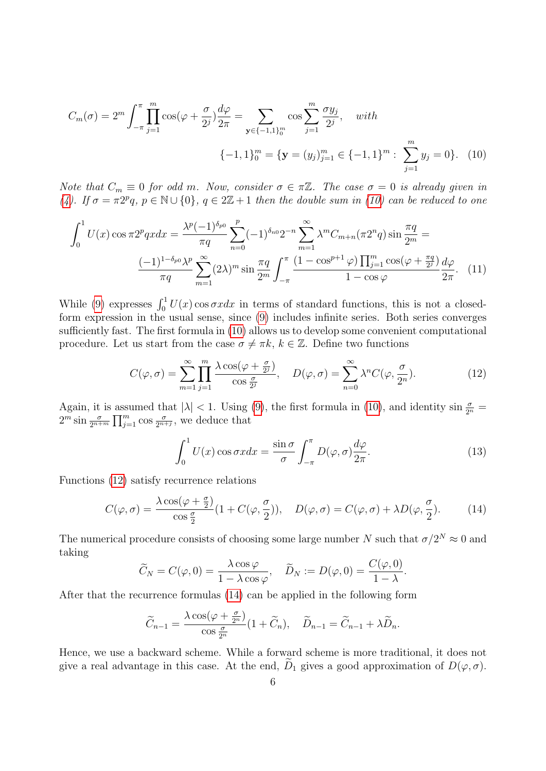$$C_m(\sigma) = 2^m \int_{-\pi}^{\pi} \prod_{j=1}^{m} \cos(\varphi + \frac{\sigma}{2^j}) \frac{d\varphi}{2\pi} = \sum_{\mathbf{y} \in \{-1,1\}_0^m} \cos \sum_{j=1}^{m} \frac{\sigma y_j}{2^j}, \quad \textit{with}$$

$$\{-1,1\}_0^m = \{\mathbf{y} = (y_j)_{j=1}^m \in \{-1,1\}^m : \sum_{j=1}^{m} y_j = 0\}. \quad (10)$$

*Note that $C_m \equiv 0$ for odd $m$. Now, consider $\sigma \in \pi\mathbb{Z}$. The case $\sigma = 0$ is already given in (4). If $\sigma = \pi 2^p q$, $p \in \mathbb{N} \cup \{0\}$, $q \in 2\mathbb{Z}+1$ then the double sum in (10) can be reduced to one*

$$\int_0^1 U(x) \cos \pi 2^p q x dx = \frac{\lambda^p (-1)^{\delta_{p0}}}{\pi q} \sum_{n=0}^{p} (-1)^{\delta_{n0}} 2^{-n} \sum_{m=1}^{\infty} \lambda^m C_{m+n}(\pi 2^n q) \sin \frac{\pi q}{2^m} =$$

$$\frac{(-1)^{1-\delta_{p0}} \lambda^p}{\pi q} \sum_{m=1}^{\infty} (2\lambda)^m \sin \frac{\pi q}{2^m} \int_{-\pi}^{\pi} \frac{(1 - \cos^{p+1} \varphi) \prod_{j=1}^{m} \cos(\varphi + \frac{\pi q}{2^j})}{1 - \cos \varphi} \frac{d\varphi}{2\pi}. \quad (11)$$

While (9) expresses $\int_0^1 U(x) \cos \sigma x dx$ in terms of standard functions, this is not a closed-form expression in the usual sense, since (9) includes infinite series. Both series converges sufficiently fast. The first formula in (10) allows us to develop some convenient computational procedure. Let us start from the case $\sigma \neq \pi k$, $k \in \mathbb{Z}$. Define two functions

$$C(\varphi, \sigma) = \sum_{m=1}^{\infty} \prod_{j=1}^{m} \frac{\lambda \cos(\varphi + \frac{\sigma}{2^j})}{\cos \frac{\sigma}{2^j}}, \quad D(\varphi, \sigma) = \sum_{n=0}^{\infty} \lambda^n C(\varphi, \frac{\sigma}{2^n}). \quad (12)$$

Again, it is assumed that $|\lambda| < 1$. Using (9), the first formula in (10), and identity $\sin \frac{\sigma}{2^n} = 2^m \sin \frac{\sigma}{2^{n+m}} \prod_{j=1}^{m} \cos \frac{\sigma}{2^{n+j}}$, we deduce that

$$\int_0^1 U(x) \cos \sigma x dx = \frac{\sin \sigma}{\sigma} \int_{-\pi}^{\pi} D(\varphi, \sigma) \frac{d\varphi}{2\pi}. \quad (13)$$

Functions (12) satisfy recurrence relations

$$C(\varphi, \sigma) = \frac{\lambda \cos(\varphi + \frac{\sigma}{2})}{\cos \frac{\sigma}{2}} (1 + C(\varphi, \frac{\sigma}{2})), \quad D(\varphi, \sigma) = C(\varphi, \sigma) + \lambda D(\varphi, \frac{\sigma}{2}). \quad (14)$$

The numerical procedure consists of choosing some large number $N$ such that $\sigma/2^N \approx 0$ and taking

$$\widetilde{C}_N = C(\varphi, 0) = \frac{\lambda \cos \varphi}{1 - \lambda \cos \varphi}, \quad \widetilde{D}_N := D(\varphi, 0) = \frac{C(\varphi, 0)}{1 - \lambda}.$$

After that the recurrence formulas (14) can be applied in the following form

$$\widetilde{C}_{n-1} = \frac{\lambda \cos(\varphi + \frac{\sigma}{2^n})}{\cos \frac{\sigma}{2^n}} (1 + \widetilde{C}_n), \quad \widetilde{D}_{n-1} = \widetilde{C}_{n-1} + \lambda \widetilde{D}_n.$$

Hence, we use a backward scheme. While a forward scheme is more traditional, it does not give a real advantage in this case. At the end, $\widetilde{D}_1$ gives a good approximation of $D(\varphi, \sigma)$.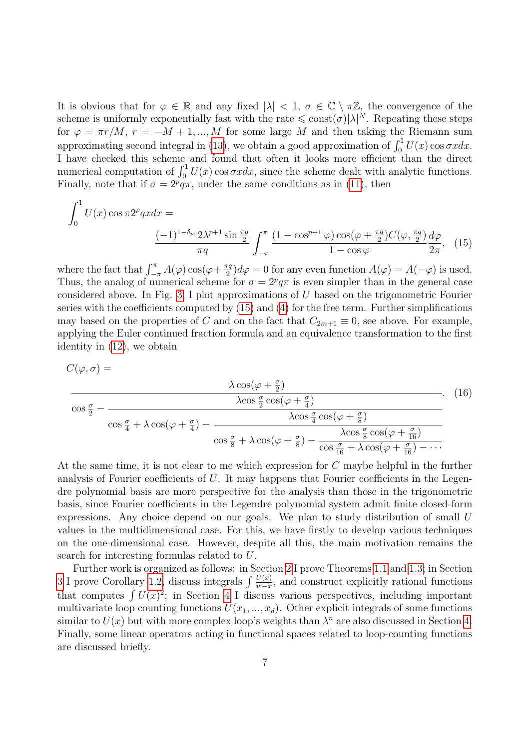It is obvious that for $\varphi \in \mathbb{R}$ and any fixed $|\lambda| < 1$, $\sigma \in \mathbb{C} \setminus \pi\mathbb{Z}$, the convergence of the scheme is uniformly exponentially fast with the rate $\leqslant \mathrm{const}(\sigma)|\lambda|^N$. Repeating these steps for $\varphi = \pi r/M$, $r = -M+1, ..., M$ for some large $M$ and then taking the Riemann sum approximating second integral in (13), we obtain a good approximation of $\int_0^1 U(x)\cos\sigma x dx$. I have checked this scheme and found that often it looks more efficient than the direct numerical computation of $\int_0^1 U(x)\cos\sigma x dx$, since the scheme dealt with analytic functions. Finally, note that if $\sigma = 2^p q\pi$, under the same conditions as in (11), then

$$\int_0^1 U(x)\cos\pi 2^p qx dx = \frac{(-1)^{1-\delta_{p0}} 2\lambda^{p+1}\sin\frac{\pi q}{2}}{\pi q}\int_{-\pi}^{\pi}\frac{(1-\cos^{p+1}\varphi)\cos(\varphi+\frac{\pi q}{2})C(\varphi,\frac{\pi q}{2})}{1-\cos\varphi}\frac{d\varphi}{2\pi}, \quad (15)$$

where the fact that $\int_{-\pi}^{\pi} A(\varphi)\cos(\varphi+\frac{\pi q}{2})d\varphi = 0$ for any even function $A(\varphi) = A(-\varphi)$ is used. Thus, the analog of numerical scheme for $\sigma = 2^p q\pi$ is even simpler than in the general case considered above. In Fig. 3, I plot approximations of $U$ based on the trigonometric Fourier series with the coefficients computed by (15) and (4) for the free term. Further simplifications may based on the properties of $C$ and on the fact that $C_{2m+1} \equiv 0$, see above. For example, applying the Euler continued fraction formula and an equivalence transformation to the first identity in (12), we obtain

$$C(\varphi,\sigma) = \cfrac{\lambda\cos(\varphi+\frac{\sigma}{2})}{\cos\frac{\sigma}{2} - \cfrac{\lambda\cos\frac{\sigma}{2}\cos(\varphi+\frac{\sigma}{4})}{\cos\frac{\sigma}{4}+\lambda\cos(\varphi+\frac{\sigma}{4}) - \cfrac{\lambda\cos\frac{\sigma}{4}\cos(\varphi+\frac{\sigma}{8})}{\cos\frac{\sigma}{8}+\lambda\cos(\varphi+\frac{\sigma}{8}) - \cfrac{\lambda\cos\frac{\sigma}{8}\cos(\varphi+\frac{\sigma}{16})}{\cos\frac{\sigma}{16}+\lambda\cos(\varphi+\frac{\sigma}{16}) - \cdots}}}}. \quad (16)$$

At the same time, it is not clear to me which expression for $C$ maybe helpful in the further analysis of Fourier coefficients of $U$. It may happens that Fourier coefficients in the Legendre polynomial basis are more perspective for the analysis than those in the trigonometric basis, since Fourier coefficients in the Legendre polynomial system admit finite closed-form expressions. Any choice depend on our goals. We plan to study distribution of small $U$ values in the multidimensional case. For this, we have firstly to develop various techniques on the one-dimensional case. However, despite all this, the main motivation remains the search for interesting formulas related to $U$.

Further work is organized as follows: in Section 2 I prove Theorems 1.1 and 1.3; in Section 3 I prove Corollary 1.2, discuss integrals $\int \frac{U(x)}{w-x}$, and construct explicitly rational functions that computes $\int U(x)^2$; in Section 4 I discuss various perspectives, including important multivariate loop counting functions $U(x_1, ..., x_d)$. Other explicit integrals of some functions similar to $U(x)$ but with more complex loop's weights than $\lambda^n$ are also discussed in Section 4. Finally, some linear operators acting in functional spaces related to loop-counting functions are discussed briefly.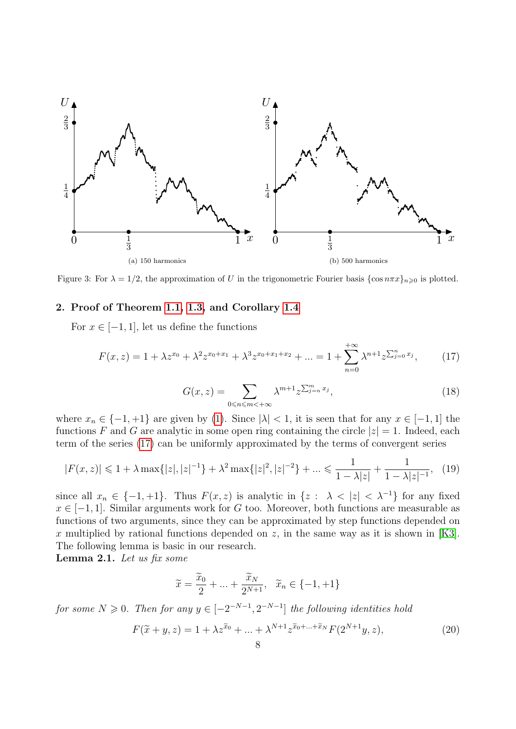(a) 150 harmonics

(b) 500 harmonics

Figure 3: For $\lambda = 1/2$, the approximation of $U$ in the trigonometric Fourier basis $\{\cos n\pi x\}_{n\geqslant 0}$ is plotted.

## 2. Proof of Theorem 1.1, 1.3, and Corollary 1.4

For $x \in [-1,1]$, let us define the functions

$$F(x,z) = 1 + \lambda z^{x_0} + \lambda^2 z^{x_0+x_1} + \lambda^3 z^{x_0+x_1+x_2} + ... = 1 + \sum_{n=0}^{+\infty} \lambda^{n+1} z^{\sum_{j=0}^{n} x_j}, \qquad (17)$$

$$G(x,z) = \sum_{0\leqslant n\leqslant m<+\infty} \lambda^{m+1} z^{\sum_{j=n}^{m} x_j}, \qquad (18)$$

where $x_n \in \{-1,+1\}$ are given by (1). Since $|\lambda| < 1$, it is seen that for any $x \in [-1,1]$ the functions $F$ and $G$ are analytic in some open ring containing the circle $|z| = 1$. Indeed, each term of the series (17) can be uniformly approximated by the terms of convergent series

$$|F(x,z)| \leqslant 1 + \lambda \max\{|z|,|z|^{-1}\} + \lambda^2 \max\{|z|^2,|z|^{-2}\} + ... \leqslant \frac{1}{1-\lambda|z|} + \frac{1}{1-\lambda|z|^{-1}}, \quad (19)$$

since all $x_n \in \{-1,+1\}$. Thus $F(x,z)$ is analytic in $\{z : \ \lambda < |z| < \lambda^{-1}\}$ for any fixed $x \in [-1,1]$. Similar arguments work for $G$ too. Moreover, both functions are measurable as functions of two arguments, since they can be approximated by step functions depended on $x$ multiplied by rational functions depended on $z$, in the same way as it is shown in [K3]. The following lemma is basic in our research.

**Lemma 2.1.** *Let us fix some*

$$\widetilde{x} = \frac{\widetilde{x}_0}{2} + ... + \frac{\widetilde{x}_N}{2^{N+1}}, \quad \widetilde{x}_n \in \{-1,+1\}$$

*for some $N \geqslant 0$. Then for any $y \in [-2^{-N-1}, 2^{-N-1}]$ the following identities hold*

$$F(\widetilde{x}+y,z) = 1 + \lambda z^{\widetilde{x}_0} + ... + \lambda^{N+1} z^{\widetilde{x}_0+...+\widetilde{x}_N} F(2^{N+1}y,z), \qquad (20)$$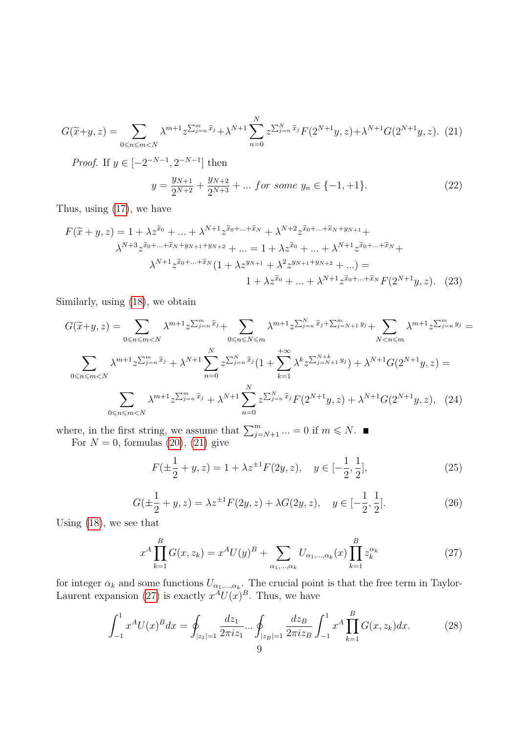$$G(\widetilde{x}+y,z)=\sum_{0\leqslant n\leqslant m<N}\lambda^{m+1}z^{\sum_{j=n}^{m}\widetilde{x}_j}+\lambda^{N+1}\sum_{n=0}^{N}z^{\sum_{j=n}^{N}\widetilde{x}_j}F(2^{N+1}y,z)+\lambda^{N+1}G(2^{N+1}y,z). \quad (21)$$

*Proof.* If $y\in[-2^{-N-1},2^{-N-1}]$ then

$$y=\frac{y_{N+1}}{2^{N+2}}+\frac{y_{N+2}}{2^{N+3}}+...\ for\ some\ y_n\in\{-1,+1\}. \quad (22)$$

Thus, using (17), we have

$$F(\widetilde{x}+y,z)=1+\lambda z^{\widetilde{x}_0}+...+\lambda^{N+1}z^{\widetilde{x}_0+...+\widetilde{x}_N}+\lambda^{N+2}z^{\widetilde{x}_0+...+\widetilde{x}_N+y_{N+1}}+$$
$$\lambda^{N+3}z^{\widetilde{x}_0+...+\widetilde{x}_N+y_{N+1}+y_{N+2}}+...=1+\lambda z^{\widetilde{x}_0}+...+\lambda^{N+1}z^{\widetilde{x}_0+...+\widetilde{x}_N}+$$
$$\lambda^{N+1}z^{\widetilde{x}_0+...+\widetilde{x}_N}(1+\lambda z^{y_{N+1}}+\lambda^2 z^{y_{N+1}+y_{N+2}}+...)=$$
$$1+\lambda z^{\widetilde{x}_0}+...+\lambda^{N+1}z^{\widetilde{x}_0+...+\widetilde{x}_N}F(2^{N+1}y,z). \quad (23)$$

Similarly, using (18), we obtain

$$G(\widetilde{x}+y,z)=\sum_{0\leqslant n\leqslant m<N}\lambda^{m+1}z^{\sum_{j=n}^{m}\widetilde{x}_j}+\sum_{0\leqslant n\leqslant N\leqslant m}\lambda^{m+1}z^{\sum_{j=n}^{N}\widetilde{x}_j+\sum_{j=N+1}^{m}y_j}+\sum_{N<n\leqslant m}\lambda^{m+1}z^{\sum_{j=n}^{m}y_j}=$$
$$\sum_{0\leqslant n\leqslant m<N}\lambda^{m+1}z^{\sum_{j=n}^{m}\widetilde{x}_j}+\lambda^{N+1}\sum_{n=0}^{N}z^{\sum_{j=n}^{N}\widetilde{x}_j}(1+\sum_{k=1}^{+\infty}\lambda^k z^{\sum_{j=N+1}^{N+k}y_j})+\lambda^{N+1}G(2^{N+1}y,z)=$$
$$\sum_{0\leqslant n\leqslant m<N}\lambda^{m+1}z^{\sum_{j=n}^{m}\widetilde{x}_j}+\lambda^{N+1}\sum_{n=0}^{N}z^{\sum_{j=n}^{N}\widetilde{x}_j}F(2^{N+1}y,z)+\lambda^{N+1}G(2^{N+1}y,z), \quad (24)$$

where, in the first string, we assume that $\sum_{j=N+1}^{m}...=0$ if $m\leqslant N$. ∎

For $N=0$, formulas (20), (21) give

$$F(\pm\frac{1}{2}+y,z)=1+\lambda z^{\pm1}F(2y,z),\quad y\in[-\frac{1}{2},\frac{1}{2}], \quad (25)$$

$$G(\pm\frac{1}{2}+y,z)=\lambda z^{\pm1}F(2y,z)+\lambda G(2y,z),\quad y\in[-\frac{1}{2},\frac{1}{2}]. \quad (26)$$

Using (18), we see that

$$x^A\prod_{k=1}^{B}G(x,z_k)=x^AU(y)^B+\sum_{\alpha_1,...,\alpha_k}U_{\alpha_1,...,\alpha_k}(x)\prod_{k=1}^{B}z_k^{\alpha_k} \quad (27)$$

for integer $\alpha_k$ and some functions $U_{\alpha_1,...,\alpha_k}$. The crucial point is that the free term in Taylor-Laurent expansion (27) is exactly $x^AU(x)^B$. Thus, we have

$$\int_{-1}^{1}x^AU(x)^Bdx=\oint_{|z_1|=1}\frac{dz_1}{2\pi iz_1}...\oint_{|z_B|=1}\frac{dz_B}{2\pi iz_B}\int_{-1}^{1}x^A\prod_{k=1}^{B}G(x,z_k)dx. \quad (28)$$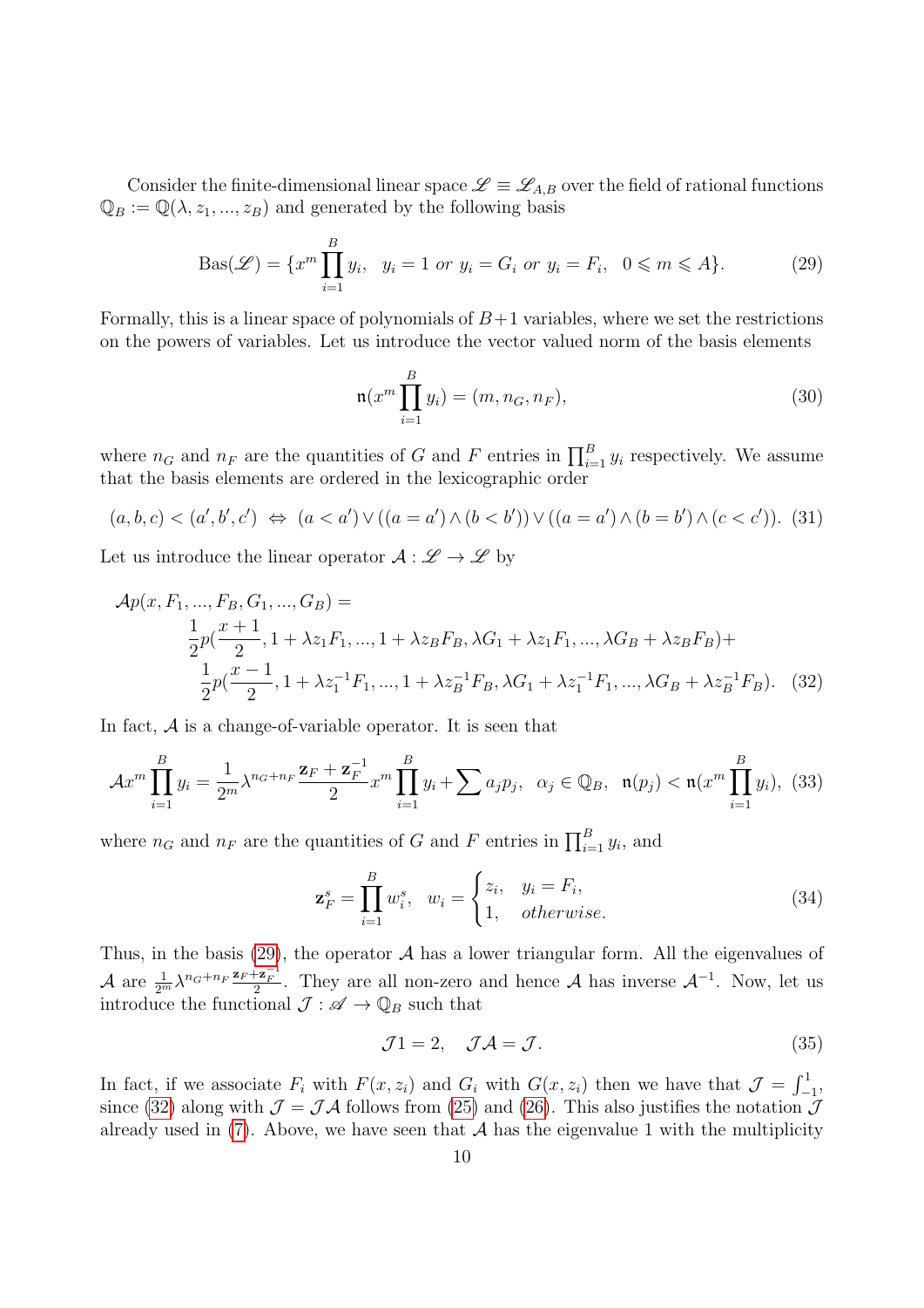Consider the finite-dimensional linear space $\mathscr{L} \equiv \mathscr{L}_{A,B}$ over the field of rational functions $\mathbb{Q}_B := \mathbb{Q}(\lambda, z_1, ..., z_B)$ and generated by the following basis

$$
\mathrm{Bas}(\mathscr{L}) = \{x^m \prod_{i=1}^{B} y_i, \quad y_i = 1 \text{ or } y_i = G_i \text{ or } y_i = F_i, \quad 0 \leqslant m \leqslant A\}. \tag{29}
$$

Formally, this is a linear space of polynomials of $B+1$ variables, where we set the restrictions on the powers of variables. Let us introduce the vector valued norm of the basis elements

$$
\mathfrak{n}(x^m \prod_{i=1}^{B} y_i) = (m, n_G, n_F), \tag{30}
$$

where $n_G$ and $n_F$ are the quantities of $G$ and $F$ entries in $\prod_{i=1}^{B} y_i$ respectively. We assume that the basis elements are ordered in the lexicographic order

$$
(a,b,c) < (a',b',c') \ \Leftrightarrow \ (a < a') \vee ((a = a') \wedge (b < b')) \vee ((a = a') \wedge (b = b') \wedge (c < c')). \tag{31}
$$

Let us introduce the linear operator $\mathcal{A} : \mathscr{L} \to \mathscr{L}$ by

$$
\begin{aligned}
\mathcal{A}p(x, F_1, ..., F_B, G_1, ..., G_B) = \\
\frac{1}{2}p(\frac{x+1}{2}, 1 + \lambda z_1 F_1, ..., 1 + \lambda z_B F_B, \lambda G_1 + \lambda z_1 F_1, ..., \lambda G_B + \lambda z_B F_B) + \\
\frac{1}{2}p(\frac{x-1}{2}, 1 + \lambda z_1^{-1} F_1, ..., 1 + \lambda z_B^{-1} F_B, \lambda G_1 + \lambda z_1^{-1} F_1, ..., \lambda G_B + \lambda z_B^{-1} F_B).
\end{aligned} \tag{32}
$$

In fact, $\mathcal{A}$ is a change-of-variable operator. It is seen that

$$
\mathcal{A} x^m \prod_{i=1}^{B} y_i = \frac{1}{2^m} \lambda^{n_G + n_F} \frac{\mathbf{z}_F + \mathbf{z}_F^{-1}}{2} x^m \prod_{i=1}^{B} y_i + \sum a_j p_j, \quad \alpha_j \in \mathbb{Q}_B, \quad \mathfrak{n}(p_j) < \mathfrak{n}(x^m \prod_{i=1}^{B} y_i), \tag{33}
$$

where $n_G$ and $n_F$ are the quantities of $G$ and $F$ entries in $\prod_{i=1}^{B} y_i$, and

$$
\mathbf{z}_F^s = \prod_{i=1}^{B} w_i^s, \quad w_i = \begin{cases} z_i, & y_i = F_i, \\ 1, & otherwise. \end{cases} \tag{34}
$$

Thus, in the basis (29), the operator $\mathcal{A}$ has a lower triangular form. All the eigenvalues of $\mathcal{A}$ are $\frac{1}{2^m} \lambda^{n_G + n_F} \frac{\mathbf{z}_F + \mathbf{z}_F^{-1}}{2}$. They are all non-zero and hence $\mathcal{A}$ has inverse $\mathcal{A}^{-1}$. Now, let us introduce the functional $\mathcal{J} : \mathscr{A} \to \mathbb{Q}_B$ such that

$$
\mathcal{J}1 = 2, \quad \mathcal{J}\mathcal{A} = \mathcal{J}. \tag{35}
$$

In fact, if we associate $F_i$ with $F(x, z_i)$ and $G_i$ with $G(x, z_i)$ then we have that $\mathcal{J} = \int_{-1}^{1}$, since (32) along with $\mathcal{J} = \mathcal{J}\mathcal{A}$ follows from (25) and (26). This also justifies the notation $\mathcal{J}$ already used in (7). Above, we have seen that $\mathcal{A}$ has the eigenvalue 1 with the multiplicity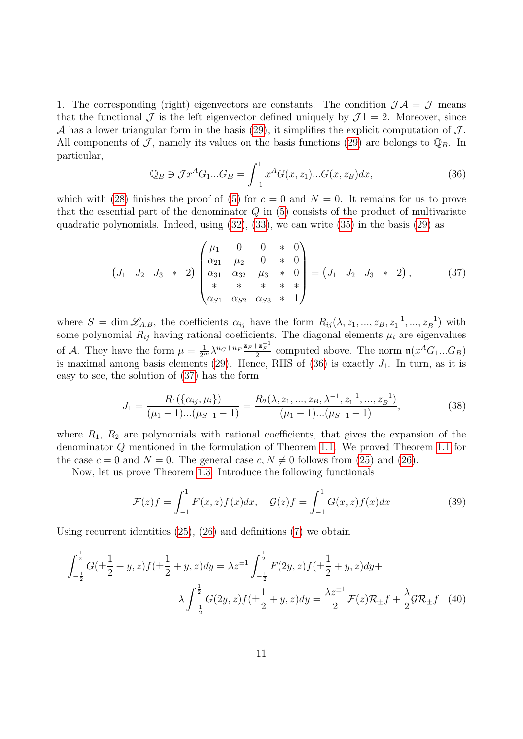1. The corresponding (right) eigenvectors are constants. The condition $\mathcal{J}\mathcal{A} = \mathcal{J}$ means that the functional $\mathcal{J}$ is the left eigenvector defined uniquely by $\mathcal{J}1 = 2$. Moreover, since $\mathcal{A}$ has a lower triangular form in the basis (29), it simplifies the explicit computation of $\mathcal{J}$. All components of $\mathcal{J}$, namely its values on the basis functions (29) are belongs to $\mathbb{Q}_B$. In particular,

$$\mathbb{Q}_B \ni \mathcal{J}x^A G_1 ... G_B = \int_{-1}^{1} x^A G(x, z_1) ... G(x, z_B) dx, \tag{36}$$

which with (28) finishes the proof of (5) for $c = 0$ and $N = 0$. It remains for us to prove that the essential part of the denominator $Q$ in (5) consists of the product of multivariate quadratic polynomials. Indeed, using (32), (33), we can write (35) in the basis (29) as

$$\begin{pmatrix} J_1 & J_2 & J_3 & * & 2 \end{pmatrix} \begin{pmatrix} \mu_1 & 0 & 0 & * & 0 \\ \alpha_{21} & \mu_2 & 0 & * & 0 \\ \alpha_{31} & \alpha_{32} & \mu_3 & * & 0 \\ * & * & * & * & * \\ \alpha_{S1} & \alpha_{S2} & \alpha_{S3} & * & 1 \end{pmatrix} = \begin{pmatrix} J_1 & J_2 & J_3 & * & 2 \end{pmatrix}, \tag{37}$$

where $S = \dim \mathscr{L}_{A,B}$, the coefficients $\alpha_{ij}$ have the form $R_{ij}(\lambda, z_1, ..., z_B, z_1^{-1}, ..., z_B^{-1})$ with some polynomial $R_{ij}$ having rational coefficients. The diagonal elements $\mu_i$ are eigenvalues of $\mathcal{A}$. They have the form $\mu = \frac{1}{2^m} \lambda^{n_G + n_F} \frac{\mathbf{z}_F + \mathbf{z}_F^{-1}}{2}$ computed above. The norm $\mathfrak{n}(x^A G_1 ... G_B)$ is maximal among basis elements (29). Hence, RHS of (36) is exactly $J_1$. In turn, as it is easy to see, the solution of (37) has the form

$$J_1 = \frac{R_1(\{\alpha_{ij}, \mu_i\})}{(\mu_1 - 1)...(\mu_{S-1} - 1)} = \frac{R_2(\lambda, z_1, ..., z_B, \lambda^{-1}, z_1^{-1}, ..., z_B^{-1})}{(\mu_1 - 1)...(\mu_{S-1} - 1)}, \tag{38}$$

where $R_1$, $R_2$ are polynomials with rational coefficients, that gives the expansion of the denominator $Q$ mentioned in the formulation of Theorem 1.1. We proved Theorem 1.1 for the case $c = 0$ and $N = 0$. The general case $c, N \neq 0$ follows from (25) and (26).

Now, let us prove Theorem 1.3. Introduce the following functionals

$$\mathcal{F}(z)f = \int_{-1}^{1} F(x, z) f(x) dx, \quad \mathcal{G}(z)f = \int_{-1}^{1} G(x, z) f(x) dx \tag{39}$$

Using recurrent identities (25), (26) and definitions (7) we obtain

$$\int_{-\frac{1}{2}}^{\frac{1}{2}} G(\pm\frac{1}{2} + y, z) f(\pm\frac{1}{2} + y, z) dy = \lambda z^{\pm 1} \int_{-\frac{1}{2}}^{\frac{1}{2}} F(2y, z) f(\pm\frac{1}{2} + y, z) dy +$$
$$\lambda \int_{-\frac{1}{2}}^{\frac{1}{2}} G(2y, z) f(\pm\frac{1}{2} + y, z) dy = \frac{\lambda z^{\pm 1}}{2} \mathcal{F}(z) \mathcal{R}_{\pm} f + \frac{\lambda}{2} \mathcal{G} \mathcal{R}_{\pm} f \tag{40}$$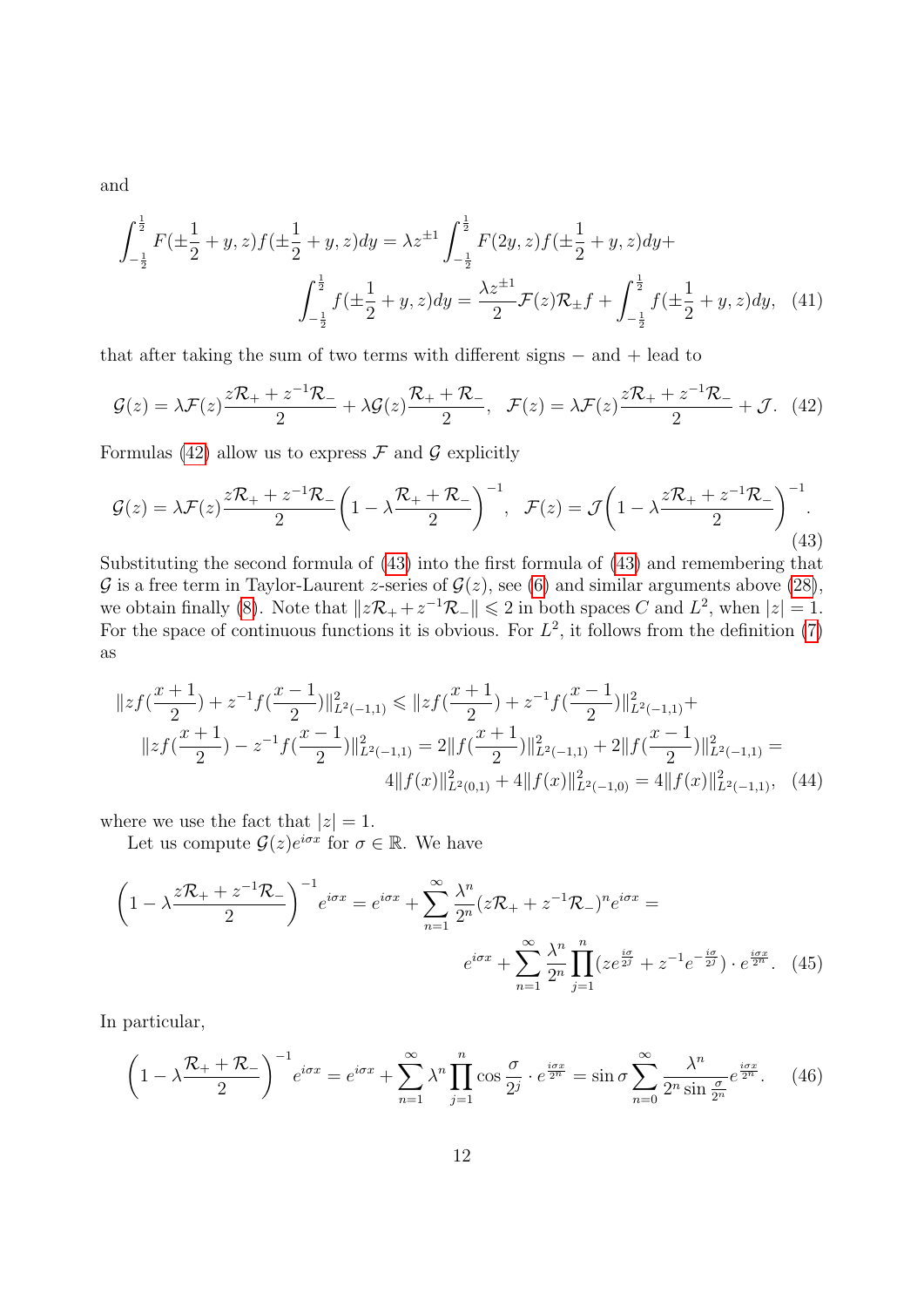and

$$\int_{-\frac{1}{2}}^{\frac{1}{2}} F(\pm\frac{1}{2}+y,z)f(\pm\frac{1}{2}+y,z)dy = \lambda z^{\pm 1}\int_{-\frac{1}{2}}^{\frac{1}{2}} F(2y,z)f(\pm\frac{1}{2}+y,z)dy + \int_{-\frac{1}{2}}^{\frac{1}{2}} f(\pm\frac{1}{2}+y,z)dy = \frac{\lambda z^{\pm 1}}{2}\mathcal{F}(z)\mathcal{R}_{\pm}f + \int_{-\frac{1}{2}}^{\frac{1}{2}} f(\pm\frac{1}{2}+y,z)dy, \quad (41)$$

that after taking the sum of two terms with different signs $-$ and $+$ lead to

$$\mathcal{G}(z) = \lambda\mathcal{F}(z)\frac{z\mathcal{R}_+ + z^{-1}\mathcal{R}_-}{2} + \lambda\mathcal{G}(z)\frac{\mathcal{R}_+ + \mathcal{R}_-}{2}, \quad \mathcal{F}(z) = \lambda\mathcal{F}(z)\frac{z\mathcal{R}_+ + z^{-1}\mathcal{R}_-}{2} + \mathcal{J}. \quad (42)$$

Formulas (42) allow us to express $\mathcal{F}$ and $\mathcal{G}$ explicitly

$$\mathcal{G}(z) = \lambda\mathcal{F}(z)\frac{z\mathcal{R}_+ + z^{-1}\mathcal{R}_-}{2}\biggl(1 - \lambda\frac{\mathcal{R}_+ + \mathcal{R}_-}{2}\biggr)^{-1}, \quad \mathcal{F}(z) = \mathcal{J}\biggl(1 - \lambda\frac{z\mathcal{R}_+ + z^{-1}\mathcal{R}_-}{2}\biggr)^{-1}. \quad (43)$$

Substituting the second formula of (43) into the first formula of (43) and remembering that $\mathcal{G}$ is a free term in Taylor-Laurent $z$-series of $\mathcal{G}(z)$, see (6) and similar arguments above (28), we obtain finally (8). Note that $\|z\mathcal{R}_+ + z^{-1}\mathcal{R}_-\| \leqslant 2$ in both spaces $C$ and $L^2$, when $|z| = 1$. For the space of continuous functions it is obvious. For $L^2$, it follows from the definition (7) as

$$\|zf(\frac{x+1}{2}) + z^{-1}f(\frac{x-1}{2})\|^2_{L^2(-1,1)} \leqslant \|zf(\frac{x+1}{2}) + z^{-1}f(\frac{x-1}{2})\|^2_{L^2(-1,1)} + \|zf(\frac{x+1}{2}) - z^{-1}f(\frac{x-1}{2})\|^2_{L^2(-1,1)} = 2\|f(\frac{x+1}{2})\|^2_{L^2(-1,1)} + 2\|f(\frac{x-1}{2})\|^2_{L^2(-1,1)} = 4\|f(x)\|^2_{L^2(0,1)} + 4\|f(x)\|^2_{L^2(-1,0)} = 4\|f(x)\|^2_{L^2(-1,1)}, \quad (44)$$

where we use the fact that $|z| = 1$.

Let us compute $\mathcal{G}(z)e^{i\sigma x}$ for $\sigma \in \mathbb{R}$. We have

$$\biggl(1 - \lambda\frac{z\mathcal{R}_+ + z^{-1}\mathcal{R}_-}{2}\biggr)^{-1}e^{i\sigma x} = e^{i\sigma x} + \sum_{n=1}^{\infty}\frac{\lambda^n}{2^n}(z\mathcal{R}_+ + z^{-1}\mathcal{R}_-)^n e^{i\sigma x} = e^{i\sigma x} + \sum_{n=1}^{\infty}\frac{\lambda^n}{2^n}\prod_{j=1}^{n}(ze^{\frac{i\sigma}{2^j}} + z^{-1}e^{-\frac{i\sigma}{2^j}})\cdot e^{\frac{i\sigma x}{2^n}}. \quad (45)$$

In particular,

$$\biggl(1 - \lambda\frac{\mathcal{R}_+ + \mathcal{R}_-}{2}\biggr)^{-1}e^{i\sigma x} = e^{i\sigma x} + \sum_{n=1}^{\infty}\lambda^n\prod_{j=1}^{n}\cos\frac{\sigma}{2^j}\cdot e^{\frac{i\sigma x}{2^n}} = \sin\sigma\sum_{n=0}^{\infty}\frac{\lambda^n}{2^n\sin\frac{\sigma}{2^n}}e^{\frac{i\sigma x}{2^n}}. \quad (46)$$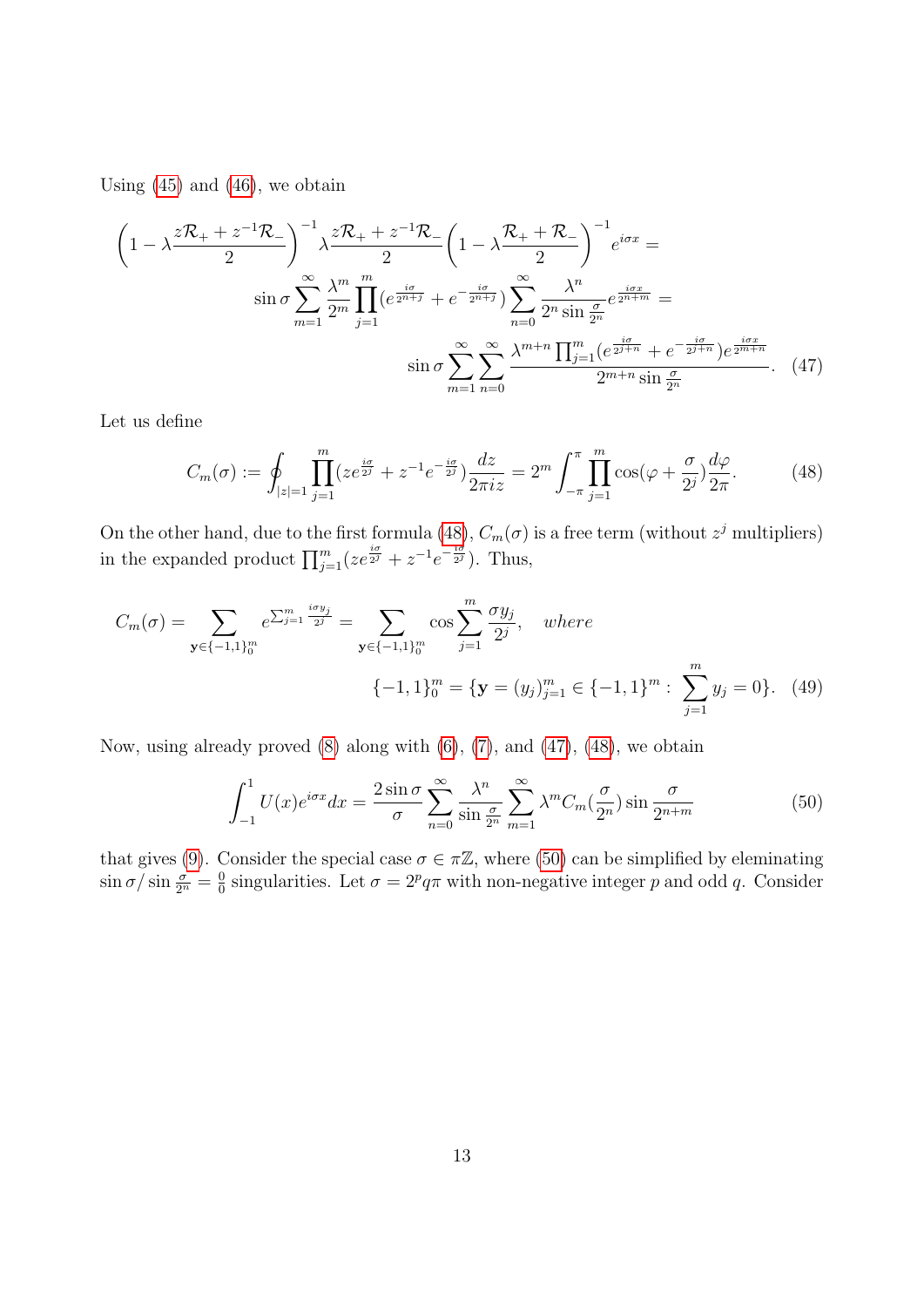Using (45) and (46), we obtain

$$
\left(1-\lambda\frac{z\mathcal{R}_+ + z^{-1}\mathcal{R}_-}{2}\right)^{-1}\lambda\frac{z\mathcal{R}_+ + z^{-1}\mathcal{R}_-}{2}\left(1-\lambda\frac{\mathcal{R}_+ + \mathcal{R}_-}{2}\right)^{-1}e^{i\sigma x} =
$$

$$
\sin\sigma\sum_{m=1}^{\infty}\frac{\lambda^m}{2^m}\prod_{j=1}^{m}(e^{\frac{i\sigma}{2^{n+j}}}+e^{-\frac{i\sigma}{2^{n+j}}})\sum_{n=0}^{\infty}\frac{\lambda^n}{2^n\sin\frac{\sigma}{2^n}}e^{\frac{i\sigma x}{2^{n+m}}} =
$$

$$
\sin\sigma\sum_{m=1}^{\infty}\sum_{n=0}^{\infty}\frac{\lambda^{m+n}\prod_{j=1}^{m}(e^{\frac{i\sigma}{2^{j+n}}}+e^{-\frac{i\sigma}{2^{j+n}}})e^{\frac{i\sigma x}{2^{m+n}}}}{2^{m+n}\sin\frac{\sigma}{2^n}}. \quad (47)
$$

Let us define

$$
C_m(\sigma) := \oint_{|z|=1}\prod_{j=1}^{m}(ze^{\frac{i\sigma}{2^j}}+z^{-1}e^{-\frac{i\sigma}{2^j}})\frac{dz}{2\pi iz} = 2^m\int_{-\pi}^{\pi}\prod_{j=1}^{m}\cos(\varphi+\frac{\sigma}{2^j})\frac{d\varphi}{2\pi}. \quad (48)
$$

On the other hand, due to the first formula (48), $C_m(\sigma)$ is a free term (without $z^j$ multipliers) in the expanded product $\prod_{j=1}^{m}(ze^{\frac{i\sigma}{2^j}}+z^{-1}e^{-\frac{i\sigma}{2^j}})$. Thus,

$$
C_m(\sigma) = \sum_{\mathbf{y}\in\{-1,1\}_0^m} e^{\sum_{j=1}^{m}\frac{i\sigma y_j}{2^j}} = \sum_{\mathbf{y}\in\{-1,1\}_0^m}\cos\sum_{j=1}^{m}\frac{\sigma y_j}{2^j}, \quad \textit{where}
$$

$$
\{-1,1\}_0^m = \{\mathbf{y}=(y_j)_{j=1}^m \in \{-1,1\}^m : \sum_{j=1}^{m} y_j = 0\}. \quad (49)
$$

Now, using already proved (8) along with (6), (7), and (47), (48), we obtain

$$
\int_{-1}^{1}U(x)e^{i\sigma x}dx = \frac{2\sin\sigma}{\sigma}\sum_{n=0}^{\infty}\frac{\lambda^n}{\sin\frac{\sigma}{2^n}}\sum_{m=1}^{\infty}\lambda^m C_m(\frac{\sigma}{2^n})\sin\frac{\sigma}{2^{n+m}} \quad (50)
$$

that gives (9). Consider the special case $\sigma\in\pi\mathbb{Z}$, where (50) can be simplified by eleminating $\sin\sigma/\sin\frac{\sigma}{2^n}=\frac{0}{0}$ singularities. Let $\sigma=2^p q\pi$ with non-negative integer $p$ and odd $q$. Consider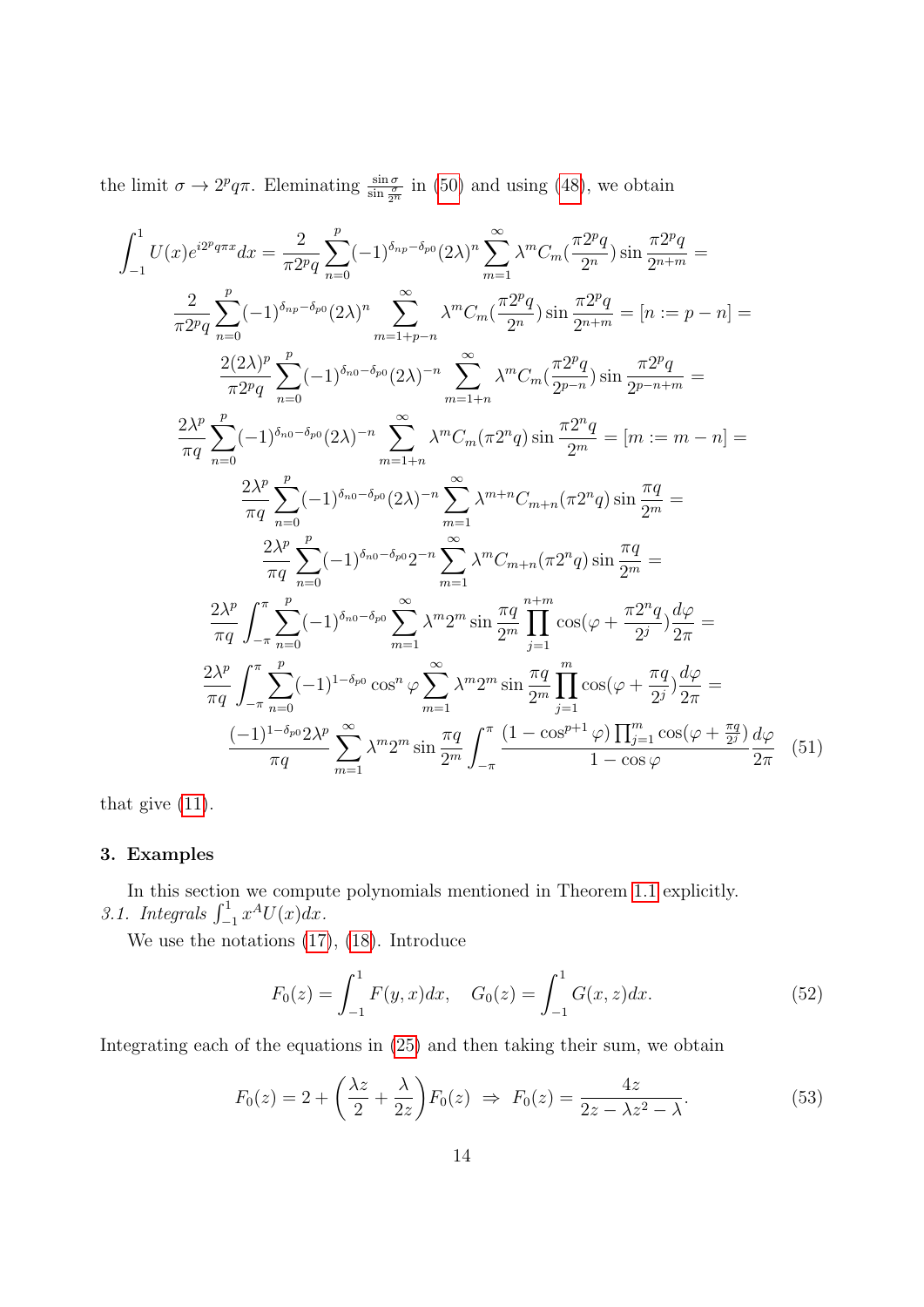the limit $\sigma \to 2^p q\pi$. Eleminating $\frac{\sin\sigma}{\sin\frac{\sigma}{2^n}}$ in (50) and using (48), we obtain

$$
\begin{gathered}
\int_{-1}^{1} U(x) e^{i2^p q\pi x} dx = \frac{2}{\pi 2^p q} \sum_{n=0}^{p} (-1)^{\delta_{np}-\delta_{p0}} (2\lambda)^n \sum_{m=1}^{\infty} \lambda^m C_m\Big(\frac{\pi 2^p q}{2^n}\Big) \sin\frac{\pi 2^p q}{2^{n+m}} = \\
\frac{2}{\pi 2^p q} \sum_{n=0}^{p} (-1)^{\delta_{np}-\delta_{p0}} (2\lambda)^n \sum_{m=1+p-n}^{\infty} \lambda^m C_m\Big(\frac{\pi 2^p q}{2^n}\Big) \sin\frac{\pi 2^p q}{2^{n+m}} = [n := p-n] = \\
\frac{2(2\lambda)^p}{\pi 2^p q} \sum_{n=0}^{p} (-1)^{\delta_{n0}-\delta_{p0}} (2\lambda)^{-n} \sum_{m=1+n}^{\infty} \lambda^m C_m\Big(\frac{\pi 2^p q}{2^{p-n}}\Big) \sin\frac{\pi 2^p q}{2^{p-n+m}} = \\
\frac{2\lambda^p}{\pi q} \sum_{n=0}^{p} (-1)^{\delta_{n0}-\delta_{p0}} (2\lambda)^{-n} \sum_{m=1+n}^{\infty} \lambda^m C_m(\pi 2^n q) \sin\frac{\pi 2^n q}{2^m} = [m := m-n] = \\
\frac{2\lambda^p}{\pi q} \sum_{n=0}^{p} (-1)^{\delta_{n0}-\delta_{p0}} (2\lambda)^{-n} \sum_{m=1}^{\infty} \lambda^{m+n} C_{m+n}(\pi 2^n q) \sin\frac{\pi q}{2^m} = \\
\frac{2\lambda^p}{\pi q} \sum_{n=0}^{p} (-1)^{\delta_{n0}-\delta_{p0}} 2^{-n} \sum_{m=1}^{\infty} \lambda^m C_{m+n}(\pi 2^n q) \sin\frac{\pi q}{2^m} = \\
\frac{2\lambda^p}{\pi q} \int_{-\pi}^{\pi} \sum_{n=0}^{p} (-1)^{\delta_{n0}-\delta_{p0}} \sum_{m=1}^{\infty} \lambda^m 2^m \sin\frac{\pi q}{2^m} \prod_{j=1}^{n+m} \cos\Big(\varphi + \frac{\pi 2^n q}{2^j}\Big) \frac{d\varphi}{2\pi} = \\
\frac{2\lambda^p}{\pi q} \int_{-\pi}^{\pi} \sum_{n=0}^{p} (-1)^{1-\delta_{p0}} \cos^n\varphi \sum_{m=1}^{\infty} \lambda^m 2^m \sin\frac{\pi q}{2^m} \prod_{j=1}^{m} \cos\Big(\varphi + \frac{\pi q}{2^j}\Big) \frac{d\varphi}{2\pi} = \\
\frac{(-1)^{1-\delta_{p0}} 2\lambda^p}{\pi q} \sum_{m=1}^{\infty} \lambda^m 2^m \sin\frac{\pi q}{2^m} \int_{-\pi}^{\pi} \frac{(1-\cos^{p+1}\varphi) \prod_{j=1}^{m} \cos(\varphi + \frac{\pi q}{2^j})}{1-\cos\varphi} \frac{d\varphi}{2\pi} \quad (51)
\end{gathered}
$$

that give (11).

## 3. Examples

In this section we compute polynomials mentioned in Theorem 1.1 explicitly.

*3.1. Integrals* $\int_{-1}^{1} x^A U(x) dx$.

We use the notations (17), (18). Introduce

$$
F_0(z) = \int_{-1}^{1} F(y,x) dx, \quad G_0(z) = \int_{-1}^{1} G(x,z) dx. \tag{52}
$$

Integrating each of the equations in (25) and then taking their sum, we obtain

$$
F_0(z) = 2 + \left(\frac{\lambda z}{2} + \frac{\lambda}{2z}\right) F_0(z) \ \Rightarrow\ F_0(z) = \frac{4z}{2z - \lambda z^2 - \lambda}. \tag{53}
$$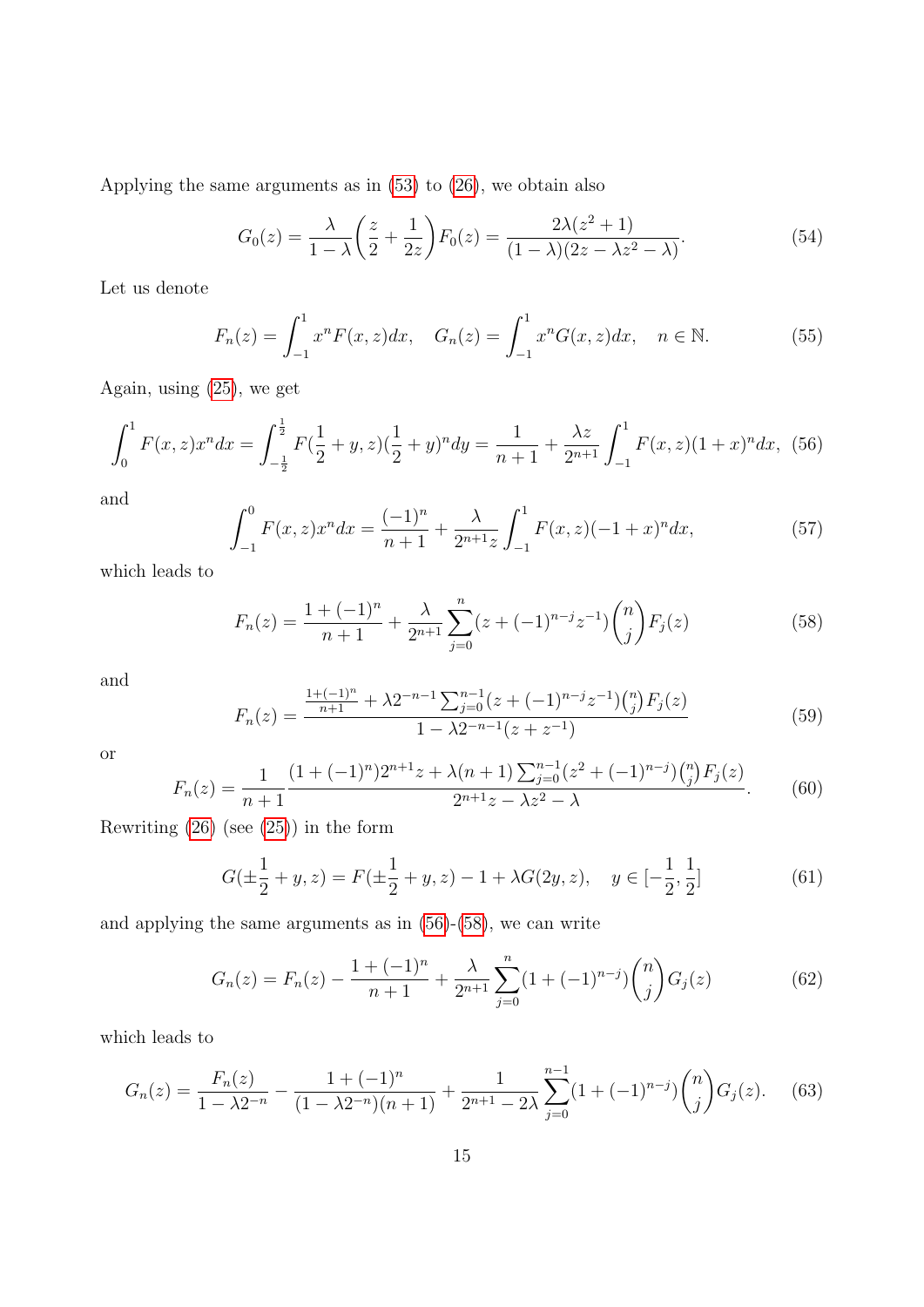Applying the same arguments as in (53) to (26), we obtain also

$$G_0(z) = \frac{\lambda}{1-\lambda}\left(\frac{z}{2} + \frac{1}{2z}\right)F_0(z) = \frac{2\lambda(z^2+1)}{(1-\lambda)(2z - \lambda z^2 - \lambda)}. \tag{54}$$

Let us denote

$$F_n(z) = \int_{-1}^{1} x^n F(x,z)dx, \quad G_n(z) = \int_{-1}^{1} x^n G(x,z)dx, \quad n \in \mathbb{N}. \tag{55}$$

Again, using (25), we get

$$\int_0^1 F(x,z)x^n dx = \int_{-\frac{1}{2}}^{\frac{1}{2}} F(\frac{1}{2}+y,z)(\frac{1}{2}+y)^n dy = \frac{1}{n+1} + \frac{\lambda z}{2^{n+1}} \int_{-1}^{1} F(x,z)(1+x)^n dx, \tag{56}$$

and

$$\int_{-1}^{0} F(x,z)x^n dx = \frac{(-1)^n}{n+1} + \frac{\lambda}{2^{n+1}z}\int_{-1}^{1} F(x,z)(-1+x)^n dx, \tag{57}$$

which leads to

$$F_n(z) = \frac{1+(-1)^n}{n+1} + \frac{\lambda}{2^{n+1}} \sum_{j=0}^{n} (z + (-1)^{n-j} z^{-1}) \binom{n}{j} F_j(z) \tag{58}$$

and

$$F_n(z) = \frac{\frac{1+(-1)^n}{n+1} + \lambda 2^{-n-1} \sum_{j=0}^{n-1} (z + (-1)^{n-j} z^{-1}) \binom{n}{j} F_j(z)}{1 - \lambda 2^{-n-1}(z + z^{-1})} \tag{59}$$

or

$$F_n(z) = \frac{1}{n+1} \frac{(1+(-1)^n)2^{n+1}z + \lambda(n+1)\sum_{j=0}^{n-1}(z^2 + (-1)^{n-j})\binom{n}{j}F_j(z)}{2^{n+1}z - \lambda z^2 - \lambda}. \tag{60}$$

Rewriting (26) (see (25)) in the form

$$G(\pm\frac{1}{2}+y,z) = F(\pm\frac{1}{2}+y,z) - 1 + \lambda G(2y,z), \quad y \in [-\frac{1}{2},\frac{1}{2}] \tag{61}$$

and applying the same arguments as in (56)-(58), we can write

$$G_n(z) = F_n(z) - \frac{1+(-1)^n}{n+1} + \frac{\lambda}{2^{n+1}} \sum_{j=0}^{n} (1 + (-1)^{n-j}) \binom{n}{j} G_j(z) \tag{62}$$

which leads to

$$G_n(z) = \frac{F_n(z)}{1-\lambda 2^{-n}} - \frac{1+(-1)^n}{(1-\lambda 2^{-n})(n+1)} + \frac{1}{2^{n+1} - 2\lambda} \sum_{j=0}^{n-1} (1+(-1)^{n-j}) \binom{n}{j} G_j(z). \tag{63}$$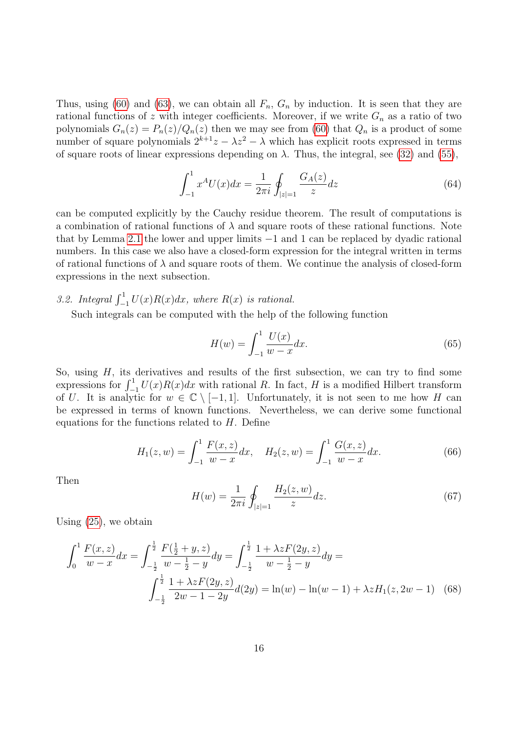Thus, using (60) and (63), we can obtain all $F_n$, $G_n$ by induction. It is seen that they are rational functions of $z$ with integer coefficients. Moreover, if we write $G_n$ as a ratio of two polynomials $G_n(z) = P_n(z)/Q_n(z)$ then we may see from (60) that $Q_n$ is a product of some number of square polynomials $2^{k+1}z - \lambda z^2 - \lambda$ which has explicit roots expressed in terms of square roots of linear expressions depending on $\lambda$. Thus, the integral, see (32) and (55),

$$\int_{-1}^{1} x^A U(x) dx = \frac{1}{2\pi i} \oint_{|z|=1} \frac{G_A(z)}{z} dz \tag{64}$$

can be computed explicitly by the Cauchy residue theorem. The result of computations is a combination of rational functions of $\lambda$ and square roots of these rational functions. Note that by Lemma 2.1 the lower and upper limits $-1$ and $1$ can be replaced by dyadic rational numbers. In this case we also have a closed-form expression for the integral written in terms of rational functions of $\lambda$ and square roots of them. We continue the analysis of closed-form expressions in the next subsection.

*3.2. Integral $\int_{-1}^{1} U(x)R(x)dx$, where $R(x)$ is rational.*

Such integrals can be computed with the help of the following function

$$H(w) = \int_{-1}^{1} \frac{U(x)}{w - x} dx. \tag{65}$$

So, using $H$, its derivatives and results of the first subsection, we can try to find some expressions for $\int_{-1}^{1} U(x)R(x)dx$ with rational $R$. In fact, $H$ is a modified Hilbert transform of $U$. It is analytic for $w \in \mathbb{C} \setminus [-1, 1]$. Unfortunately, it is not seen to me how $H$ can be expressed in terms of known functions. Nevertheless, we can derive some functional equations for the functions related to $H$. Define

$$H_1(z, w) = \int_{-1}^{1} \frac{F(x, z)}{w - x} dx, \quad H_2(z, w) = \int_{-1}^{1} \frac{G(x, z)}{w - x} dx. \tag{66}$$

Then

$$H(w) = \frac{1}{2\pi i} \oint_{|z|=1} \frac{H_2(z, w)}{z} dz. \tag{67}$$

Using (25), we obtain

$$\int_{0}^{1} \frac{F(x, z)}{w - x} dx = \int_{-\frac{1}{2}}^{\frac{1}{2}} \frac{F(\frac{1}{2} + y, z)}{w - \frac{1}{2} - y} dy = \int_{-\frac{1}{2}}^{\frac{1}{2}} \frac{1 + \lambda z F(2y, z)}{w - \frac{1}{2} - y} dy =$$
$$\int_{-\frac{1}{2}}^{\frac{1}{2}} \frac{1 + \lambda z F(2y, z)}{2w - 1 - 2y} d(2y) = \ln(w) - \ln(w - 1) + \lambda z H_1(z, 2w - 1) \tag{68}$$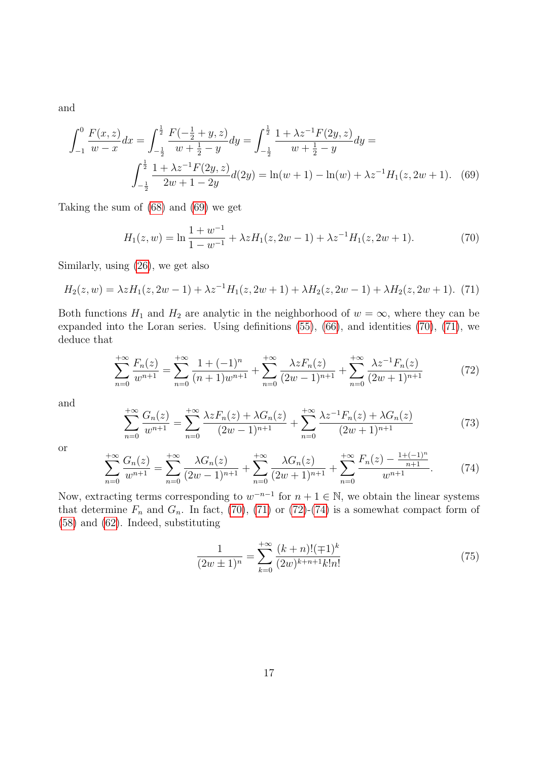and

$$\int_{-1}^{0} \frac{F(x,z)}{w-x}dx = \int_{-\frac{1}{2}}^{\frac{1}{2}} \frac{F(-\frac{1}{2}+y,z)}{w+\frac{1}{2}-y}dy = \int_{-\frac{1}{2}}^{\frac{1}{2}} \frac{1+\lambda z^{-1}F(2y,z)}{w+\frac{1}{2}-y}dy =$$
$$\int_{-\frac{1}{2}}^{\frac{1}{2}} \frac{1+\lambda z^{-1}F(2y,z)}{2w+1-2y}d(2y) = \ln(w+1) - \ln(w) + \lambda z^{-1}H_1(z,2w+1). \quad (69)$$

Taking the sum of (68) and (69) we get

$$H_1(z,w) = \ln\frac{1+w^{-1}}{1-w^{-1}} + \lambda z H_1(z,2w-1) + \lambda z^{-1}H_1(z,2w+1). \quad (70)$$

Similarly, using (26), we get also

$$H_2(z,w) = \lambda z H_1(z,2w-1) + \lambda z^{-1}H_1(z,2w+1) + \lambda H_2(z,2w-1) + \lambda H_2(z,2w+1). \quad (71)$$

Both functions $H_1$ and $H_2$ are analytic in the neighborhood of $w=\infty$, where they can be expanded into the Loran series. Using definitions (55), (66), and identities (70), (71), we deduce that

$$\sum_{n=0}^{+\infty} \frac{F_n(z)}{w^{n+1}} = \sum_{n=0}^{+\infty} \frac{1+(-1)^n}{(n+1)w^{n+1}} + \sum_{n=0}^{+\infty} \frac{\lambda z F_n(z)}{(2w-1)^{n+1}} + \sum_{n=0}^{+\infty} \frac{\lambda z^{-1} F_n(z)}{(2w+1)^{n+1}} \quad (72)$$

and

$$\sum_{n=0}^{+\infty} \frac{G_n(z)}{w^{n+1}} = \sum_{n=0}^{+\infty} \frac{\lambda z F_n(z) + \lambda G_n(z)}{(2w-1)^{n+1}} + \sum_{n=0}^{+\infty} \frac{\lambda z^{-1} F_n(z) + \lambda G_n(z)}{(2w+1)^{n+1}} \quad (73)$$

or

$$\sum_{n=0}^{+\infty} \frac{G_n(z)}{w^{n+1}} = \sum_{n=0}^{+\infty} \frac{\lambda G_n(z)}{(2w-1)^{n+1}} + \sum_{n=0}^{+\infty} \frac{\lambda G_n(z)}{(2w+1)^{n+1}} + \sum_{n=0}^{+\infty} \frac{F_n(z) - \frac{1+(-1)^n}{n+1}}{w^{n+1}}. \quad (74)$$

Now, extracting terms corresponding to $w^{-n-1}$ for $n+1 \in \mathbb{N}$, we obtain the linear systems that determine $F_n$ and $G_n$. In fact, (70), (71) or (72)-(74) is a somewhat compact form of (58) and (62). Indeed, substituting

$$\frac{1}{(2w \pm 1)^n} = \sum_{k=0}^{+\infty} \frac{(k+n)!(\mp 1)^k}{(2w)^{k+n+1}k!n!} \quad (75)$$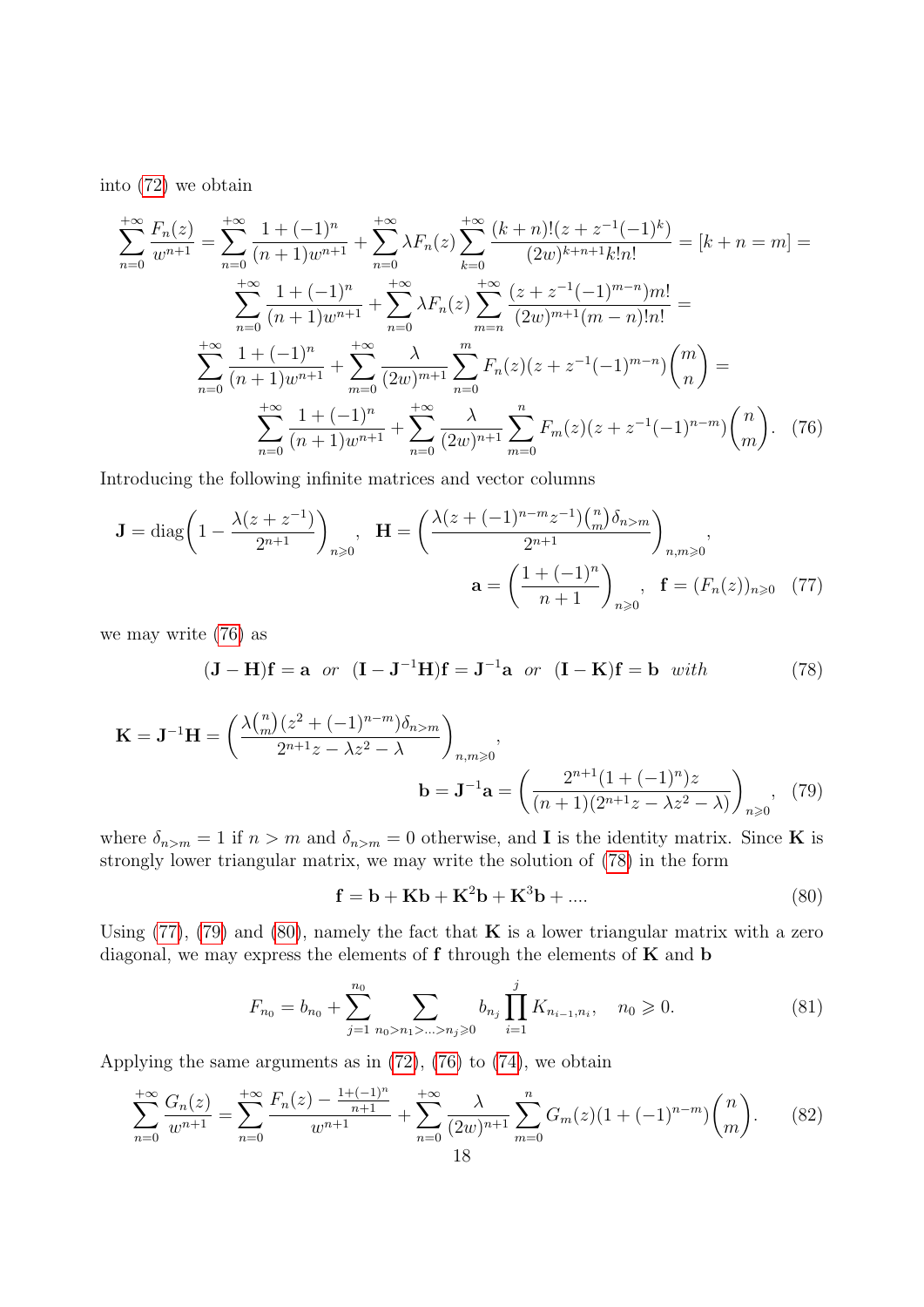into (72) we obtain

$$\sum_{n=0}^{+\infty} \frac{F_n(z)}{w^{n+1}} = \sum_{n=0}^{+\infty} \frac{1+(-1)^n}{(n+1)w^{n+1}} + \sum_{n=0}^{+\infty} \lambda F_n(z) \sum_{k=0}^{+\infty} \frac{(k+n)!(z+z^{-1}(-1)^k)}{(2w)^{k+n+1}k!n!} = [k+n=m] =$$

$$\sum_{n=0}^{+\infty} \frac{1+(-1)^n}{(n+1)w^{n+1}} + \sum_{n=0}^{+\infty} \lambda F_n(z) \sum_{m=n}^{+\infty} \frac{(z+z^{-1}(-1)^{m-n})m!}{(2w)^{m+1}(m-n)!n!} =$$

$$\sum_{n=0}^{+\infty} \frac{1+(-1)^n}{(n+1)w^{n+1}} + \sum_{m=0}^{+\infty} \frac{\lambda}{(2w)^{m+1}} \sum_{n=0}^{m} F_n(z)(z+z^{-1}(-1)^{m-n})\binom{m}{n} =$$

$$\sum_{n=0}^{+\infty} \frac{1+(-1)^n}{(n+1)w^{n+1}} + \sum_{n=0}^{+\infty} \frac{\lambda}{(2w)^{n+1}} \sum_{m=0}^{n} F_m(z)(z+z^{-1}(-1)^{n-m})\binom{n}{m}. \quad (76)$$

Introducing the following infinite matrices and vector columns

$$\mathbf{J} = \mathrm{diag}\left(1 - \frac{\lambda(z+z^{-1})}{2^{n+1}}\right)_{n\geqslant 0}, \quad \mathbf{H} = \left(\frac{\lambda(z+(-1)^{n-m}z^{-1})\binom{n}{m}\delta_{n>m}}{2^{n+1}}\right)_{n,m\geqslant 0},$$

$$\mathbf{a} = \left(\frac{1+(-1)^n}{n+1}\right)_{n\geqslant 0}, \quad \mathbf{f} = (F_n(z))_{n\geqslant 0} \quad (77)$$

we may write (76) as

$$(\mathbf{J}-\mathbf{H})\mathbf{f} = \mathbf{a} \;\; or \;\; (\mathbf{I}-\mathbf{J}^{-1}\mathbf{H})\mathbf{f} = \mathbf{J}^{-1}\mathbf{a} \;\; or \;\; (\mathbf{I}-\mathbf{K})\mathbf{f} = \mathbf{b} \;\; with \quad (78)$$

$$\mathbf{K} = \mathbf{J}^{-1}\mathbf{H} = \left(\frac{\lambda\binom{n}{m}(z^2+(-1)^{n-m})\delta_{n>m}}{2^{n+1}z-\lambda z^2-\lambda}\right)_{n,m\geqslant 0},$$

$$\mathbf{b} = \mathbf{J}^{-1}\mathbf{a} = \left(\frac{2^{n+1}(1+(-1)^n)z}{(n+1)(2^{n+1}z-\lambda z^2-\lambda)}\right)_{n\geqslant 0}, \quad (79)$$

where $\delta_{n>m}=1$ if $n>m$ and $\delta_{n>m}=0$ otherwise, and $\mathbf{I}$ is the identity matrix. Since $\mathbf{K}$ is strongly lower triangular matrix, we may write the solution of (78) in the form

$$\mathbf{f} = \mathbf{b} + \mathbf{K}\mathbf{b} + \mathbf{K}^2\mathbf{b} + \mathbf{K}^3\mathbf{b} + \ldots. \quad (80)$$

Using (77), (79) and (80), namely the fact that $\mathbf{K}$ is a lower triangular matrix with a zero diagonal, we may express the elements of $\mathbf{f}$ through the elements of $\mathbf{K}$ and $\mathbf{b}$

$$F_{n_0} = b_{n_0} + \sum_{j=1}^{n_0} \sum_{n_0>n_1>\ldots>n_j\geqslant 0} b_{n_j} \prod_{i=1}^{j} K_{n_{i-1},n_i}, \quad n_0 \geqslant 0. \quad (81)$$

Applying the same arguments as in (72), (76) to (74), we obtain

$$\sum_{n=0}^{+\infty} \frac{G_n(z)}{w^{n+1}} = \sum_{n=0}^{+\infty} \frac{F_n(z) - \frac{1+(-1)^n}{n+1}}{w^{n+1}} + \sum_{n=0}^{+\infty} \frac{\lambda}{(2w)^{n+1}} \sum_{m=0}^{n} G_m(z)(1+(-1)^{n-m})\binom{n}{m}. \quad (82)$$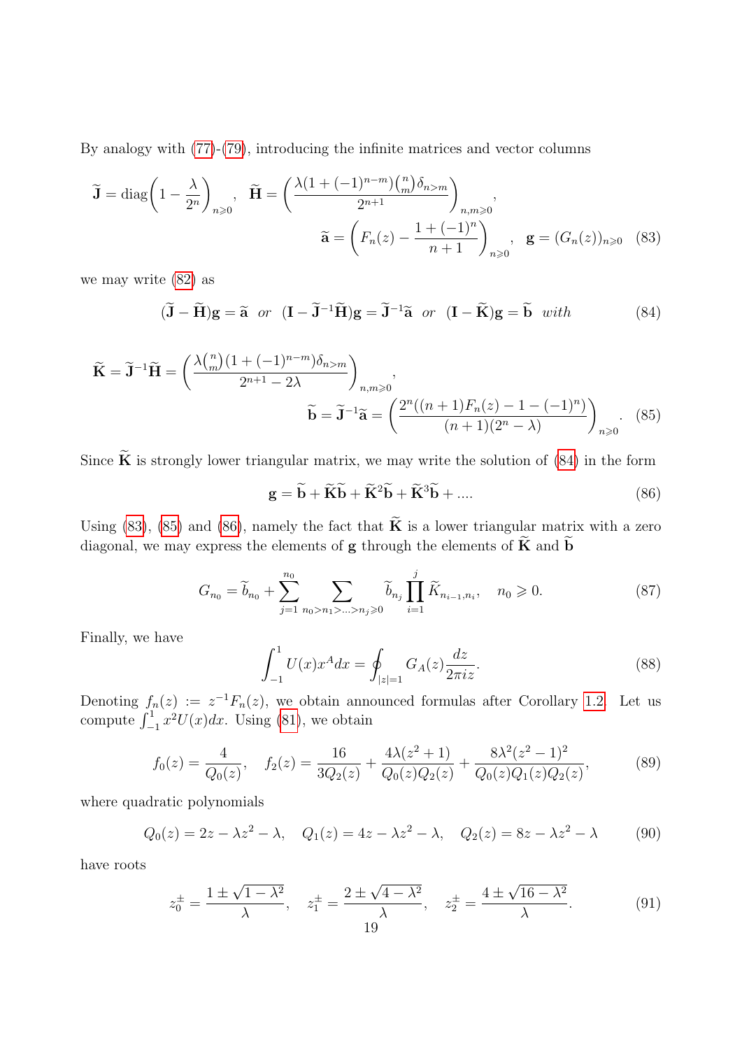By analogy with (77)-(79), introducing the infinite matrices and vector columns

$$\widetilde{\mathbf{J}} = \operatorname{diag}\left(1 - \frac{\lambda}{2^n}\right)_{n\geqslant 0}, \quad \widetilde{\mathbf{H}} = \left(\frac{\lambda(1+(-1)^{n-m})\binom{n}{m}\delta_{n>m}}{2^{n+1}}\right)_{n,m\geqslant 0},$$
$$\widetilde{\mathbf{a}} = \left(F_n(z) - \frac{1+(-1)^n}{n+1}\right)_{n\geqslant 0}, \quad \mathbf{g} = (G_n(z))_{n\geqslant 0} \quad (83)$$

we may write (82) as

$$(\widetilde{\mathbf{J}} - \widetilde{\mathbf{H}})\mathbf{g} = \widetilde{\mathbf{a}} \;\; or \;\; (\mathbf{I} - \widetilde{\mathbf{J}}^{-1}\widetilde{\mathbf{H}})\mathbf{g} = \widetilde{\mathbf{J}}^{-1}\widetilde{\mathbf{a}} \;\; or \;\; (\mathbf{I} - \widetilde{\mathbf{K}})\mathbf{g} = \widetilde{\mathbf{b}} \;\; with \quad (84)$$

$$\widetilde{\mathbf{K}} = \widetilde{\mathbf{J}}^{-1}\widetilde{\mathbf{H}} = \left(\frac{\lambda\binom{n}{m}(1+(-1)^{n-m})\delta_{n>m}}{2^{n+1} - 2\lambda}\right)_{n,m\geqslant 0},$$
$$\widetilde{\mathbf{b}} = \widetilde{\mathbf{J}}^{-1}\widetilde{\mathbf{a}} = \left(\frac{2^n((n+1)F_n(z) - 1 - (-1)^n)}{(n+1)(2^n - \lambda)}\right)_{n\geqslant 0}. \quad (85)$$

Since $\widetilde{\mathbf{K}}$ is strongly lower triangular matrix, we may write the solution of (84) in the form

$$\mathbf{g} = \widetilde{\mathbf{b}} + \widetilde{\mathbf{K}}\widetilde{\mathbf{b}} + \widetilde{\mathbf{K}}^2\widetilde{\mathbf{b}} + \widetilde{\mathbf{K}}^3\widetilde{\mathbf{b}} + .... \quad (86)$$

Using (83), (85) and (86), namely the fact that $\widetilde{\mathbf{K}}$ is a lower triangular matrix with a zero diagonal, we may express the elements of $\mathbf{g}$ through the elements of $\widetilde{\mathbf{K}}$ and $\widetilde{\mathbf{b}}$

$$G_{n_0} = \widetilde{b}_{n_0} + \sum_{j=1}^{n_0} \sum_{n_0>n_1>\ldots>n_j\geqslant 0} \widetilde{b}_{n_j} \prod_{i=1}^{j} \widetilde{K}_{n_{i-1},n_i}, \quad n_0 \geqslant 0. \quad (87)$$

Finally, we have

$$\int_{-1}^{1} U(x)x^A dx = \oint_{|z|=1} G_A(z)\frac{dz}{2\pi i z}. \quad (88)$$

Denoting $f_n(z) := z^{-1}F_n(z)$, we obtain announced formulas after Corollary 1.2. Let us compute $\int_{-1}^{1} x^2 U(x)dx$. Using (81), we obtain

$$f_0(z) = \frac{4}{Q_0(z)}, \quad f_2(z) = \frac{16}{3Q_2(z)} + \frac{4\lambda(z^2+1)}{Q_0(z)Q_2(z)} + \frac{8\lambda^2(z^2-1)^2}{Q_0(z)Q_1(z)Q_2(z)}, \quad (89)$$

where quadratic polynomials

$$Q_0(z) = 2z - \lambda z^2 - \lambda, \quad Q_1(z) = 4z - \lambda z^2 - \lambda, \quad Q_2(z) = 8z - \lambda z^2 - \lambda \quad (90)$$

have roots

$$z_0^{\pm} = \frac{1 \pm \sqrt{1-\lambda^2}}{\lambda}, \quad z_1^{\pm} = \frac{2 \pm \sqrt{4-\lambda^2}}{\lambda}, \quad z_2^{\pm} = \frac{4 \pm \sqrt{16-\lambda^2}}{\lambda}. \quad (91)$$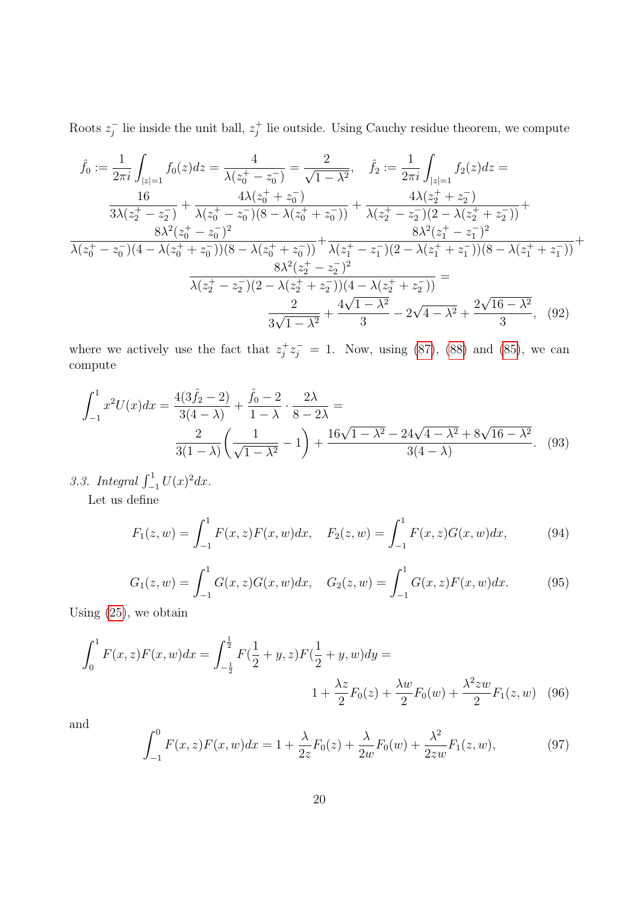Roots $z_j^-$ lie inside the unit ball, $z_j^+$ lie outside. Using Cauchy residue theorem, we compute

$$
\begin{aligned}
&\hat{f}_0 := \frac{1}{2\pi i}\int_{|z|=1} f_0(z)dz = \frac{4}{\lambda(z_0^+ - z_0^-)} = \frac{2}{\sqrt{1-\lambda^2}}, \quad \hat{f}_2 := \frac{1}{2\pi i}\int_{|z|=1} f_2(z)dz = \\
&\frac{16}{3\lambda(z_2^+ - z_2^-)} + \frac{4\lambda(z_0^+ + z_0^-)}{\lambda(z_0^+ - z_0^-)(8-\lambda(z_0^+ + z_0^-))} + \frac{4\lambda(z_2^+ + z_2^-)}{\lambda(z_2^+ - z_2^-)(2-\lambda(z_2^+ + z_2^-))} + \\
&\frac{8\lambda^2(z_0^+ - z_0^-)^2}{\lambda(z_0^+ - z_0^-)(4-\lambda(z_0^+ + z_0^-))(8-\lambda(z_0^+ + z_0^-))} + \frac{8\lambda^2(z_1^+ - z_1^-)^2}{\lambda(z_1^+ - z_1^-)(2-\lambda(z_1^+ + z_1^-))(8-\lambda(z_1^+ + z_1^-))} + \\
&\frac{8\lambda^2(z_2^+ - z_2^-)^2}{\lambda(z_2^+ - z_2^-)(2-\lambda(z_2^+ + z_2^-))(4-\lambda(z_2^+ + z_2^-))} = \\
&\frac{2}{3\sqrt{1-\lambda^2}} + \frac{4\sqrt{1-\lambda^2}}{3} - 2\sqrt{4-\lambda^2} + \frac{2\sqrt{16-\lambda^2}}{3}, \quad (92)
\end{aligned}
$$

where we actively use the fact that $z_j^+ z_j^- = 1$. Now, using (87), (88) and (85), we can compute

$$
\begin{aligned}
\int_{-1}^1 x^2 U(x)dx &= \frac{4(3\hat{f}_2 - 2)}{3(4-\lambda)} + \frac{\hat{f}_0 - 2}{1-\lambda}\cdot\frac{2\lambda}{8-2\lambda} = \\
&\frac{2}{3(1-\lambda)}\left(\frac{1}{\sqrt{1-\lambda^2}} - 1\right) + \frac{16\sqrt{1-\lambda^2} - 24\sqrt{4-\lambda^2} + 8\sqrt{16-\lambda^2}}{3(4-\lambda)}. \quad (93)
\end{aligned}
$$

*3.3. Integral* $\int_{-1}^1 U(x)^2 dx$.

Let us define

$$
F_1(z,w) = \int_{-1}^1 F(x,z)F(x,w)dx, \quad F_2(z,w) = \int_{-1}^1 F(x,z)G(x,w)dx, \quad (94)
$$

$$
G_1(z,w) = \int_{-1}^1 G(x,z)G(x,w)dx, \quad G_2(z,w) = \int_{-1}^1 G(x,z)F(x,w)dx. \quad (95)
$$

Using (25), we obtain

$$
\begin{aligned}
\int_0^1 F(x,z)F(x,w)dx &= \int_{-\frac{1}{2}}^{\frac{1}{2}} F(\frac{1}{2}+y,z)F(\frac{1}{2}+y,w)dy = \\
&1 + \frac{\lambda z}{2}F_0(z) + \frac{\lambda w}{2}F_0(w) + \frac{\lambda^2 zw}{2}F_1(z,w) \quad (96)
\end{aligned}
$$

and

$$
\int_{-1}^0 F(x,z)F(x,w)dx = 1 + \frac{\lambda}{2z}F_0(z) + \frac{\lambda}{2w}F_0(w) + \frac{\lambda^2}{2zw}F_1(z,w), \quad (97)
$$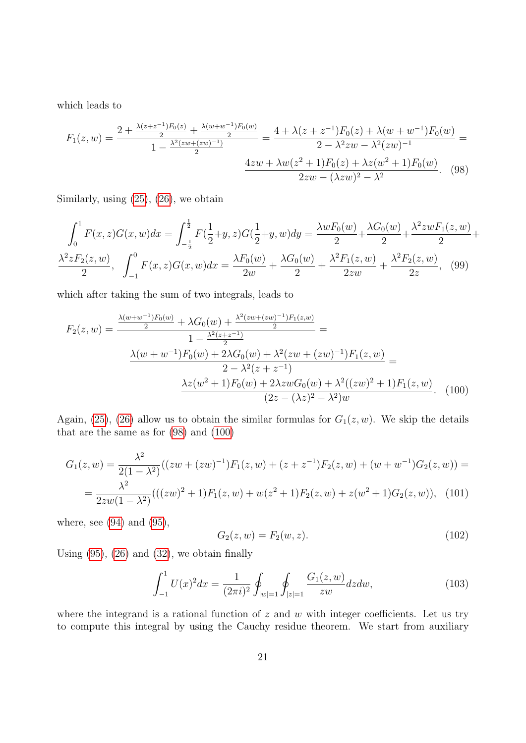which leads to

$$F_1(z,w) = \frac{2 + \frac{\lambda(z+z^{-1})F_0(z)}{2} + \frac{\lambda(w+w^{-1})F_0(w)}{2}}{1 - \frac{\lambda^2(zw+(zw)^{-1})}{2}} = \frac{4 + \lambda(z+z^{-1})F_0(z) + \lambda(w+w^{-1})F_0(w)}{2 - \lambda^2 zw - \lambda^2(zw)^{-1}} = \frac{4zw + \lambda w(z^2+1)F_0(z) + \lambda z(w^2+1)F_0(w)}{2zw - (\lambda zw)^2 - \lambda^2}. \quad (98)$$

Similarly, using (25), (26), we obtain

$$\int_0^1 F(x,z)G(x,w)dx = \int_{-\frac{1}{2}}^{\frac{1}{2}} F(\frac{1}{2}+y,z)G(\frac{1}{2}+y,w)dy = \frac{\lambda w F_0(w)}{2} + \frac{\lambda G_0(w)}{2} + \frac{\lambda^2 zw F_1(z,w)}{2} + \frac{\lambda^2 z F_2(z,w)}{2}, \quad \int_{-1}^0 F(x,z)G(x,w)dx = \frac{\lambda F_0(w)}{2w} + \frac{\lambda G_0(w)}{2} + \frac{\lambda^2 F_1(z,w)}{2zw} + \frac{\lambda^2 F_2(z,w)}{2z}, \quad (99)$$

which after taking the sum of two integrals, leads to

$$F_2(z,w) = \frac{\frac{\lambda(w+w^{-1})F_0(w)}{2} + \lambda G_0(w) + \frac{\lambda^2(zw+(zw)^{-1})F_1(z,w)}{2}}{1 - \frac{\lambda^2(z+z^{-1})}{2}} = \frac{\lambda(w+w^{-1})F_0(w) + 2\lambda G_0(w) + \lambda^2(zw+(zw)^{-1})F_1(z,w)}{2 - \lambda^2(z+z^{-1})} = \frac{\lambda z(w^2+1)F_0(w) + 2\lambda zw G_0(w) + \lambda^2((zw)^2+1)F_1(z,w)}{(2z - (\lambda z)^2 - \lambda^2)w}. \quad (100)$$

Again, (25), (26) allow us to obtain the similar formulas for $G_1(z,w)$. We skip the details that are the same as for (98) and (100)

$$G_1(z,w) = \frac{\lambda^2}{2(1-\lambda^2)}((zw+(zw)^{-1})F_1(z,w) + (z+z^{-1})F_2(z,w) + (w+w^{-1})G_2(z,w)) = \frac{\lambda^2}{2zw(1-\lambda^2)}(((zw)^2+1)F_1(z,w) + w(z^2+1)F_2(z,w) + z(w^2+1)G_2(z,w)), \quad (101)$$

where, see (94) and (95),

$$G_2(z,w) = F_2(w,z). \quad (102)$$

Using (95), (26) and (32), we obtain finally

$$\int_{-1}^1 U(x)^2 dx = \frac{1}{(2\pi i)^2}\oint_{|w|=1}\oint_{|z|=1} \frac{G_1(z,w)}{zw}dzdw, \quad (103)$$

where the integrand is a rational function of $z$ and $w$ with integer coefficients. Let us try to compute this integral by using the Cauchy residue theorem. We start from auxiliary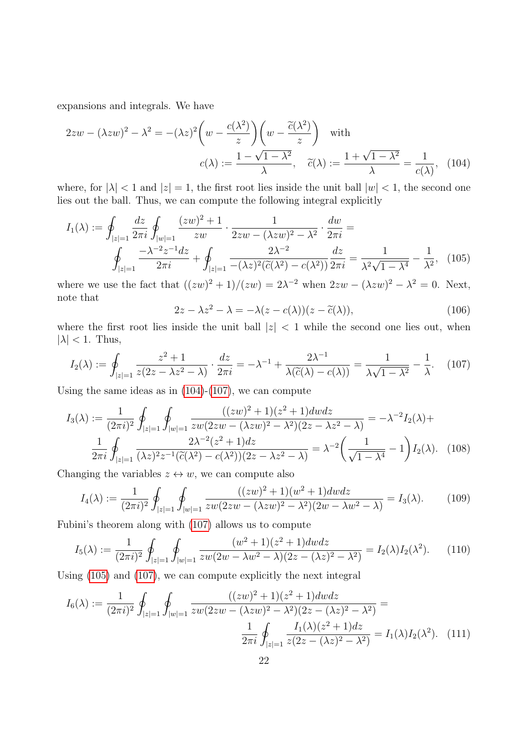expansions and integrals. We have

$$2zw - (\lambda zw)^2 - \lambda^2 = -(\lambda z)^2\left(w - \frac{c(\lambda^2)}{z}\right)\left(w - \frac{\widetilde{c}(\lambda^2)}{z}\right) \quad \text{with}$$

$$c(\lambda) := \frac{1-\sqrt{1-\lambda^2}}{\lambda}, \quad \widetilde{c}(\lambda) := \frac{1+\sqrt{1-\lambda^2}}{\lambda} = \frac{1}{c(\lambda)}, \quad (104)$$

where, for $|\lambda| < 1$ and $|z| = 1$, the first root lies inside the unit ball $|w| < 1$, the second one lies out the ball. Thus, we can compute the following integral explicitly

$$I_1(\lambda) := \oint_{|z|=1} \frac{dz}{2\pi i} \oint_{|w|=1} \frac{(zw)^2+1}{zw} \cdot \frac{1}{2zw - (\lambda zw)^2 - \lambda^2} \cdot \frac{dw}{2\pi i} =$$

$$\oint_{|z|=1} \frac{-\lambda^{-2}z^{-1}dz}{2\pi i} + \oint_{|z|=1} \frac{2\lambda^{-2}}{-(\lambda z)^2(\widetilde{c}(\lambda^2) - c(\lambda^2))} \frac{dz}{2\pi i} = \frac{1}{\lambda^2\sqrt{1-\lambda^4}} - \frac{1}{\lambda^2}, \quad (105)$$

where we use the fact that $((zw)^2+1)/(zw) = 2\lambda^{-2}$ when $2zw - (\lambda zw)^2 - \lambda^2 = 0$. Next, note that

$$2z - \lambda z^2 - \lambda = -\lambda(z - c(\lambda))(z - \widetilde{c}(\lambda)), \quad (106)$$

where the first root lies inside the unit ball $|z| < 1$ while the second one lies out, when $|\lambda| < 1$. Thus,

$$I_2(\lambda) := \oint_{|z|=1} \frac{z^2+1}{z(2z - \lambda z^2 - \lambda)} \cdot \frac{dz}{2\pi i} = -\lambda^{-1} + \frac{2\lambda^{-1}}{\lambda(\widetilde{c}(\lambda) - c(\lambda))} = \frac{1}{\lambda\sqrt{1-\lambda^2}} - \frac{1}{\lambda}. \quad (107)$$

Using the same ideas as in (104)-(107), we can compute

$$I_3(\lambda) := \frac{1}{(2\pi i)^2} \oint_{|z|=1} \oint_{|w|=1} \frac{((zw)^2+1)(z^2+1)dwdz}{zw(2zw - (\lambda zw)^2 - \lambda^2)(2z - \lambda z^2 - \lambda)} = -\lambda^{-2}I_2(\lambda) +$$

$$\frac{1}{2\pi i} \oint_{|z|=1} \frac{2\lambda^{-2}(z^2+1)dz}{(\lambda z)^2 z^{-1}(\widetilde{c}(\lambda^2) - c(\lambda^2))(2z - \lambda z^2 - \lambda)} = \lambda^{-2}\left(\frac{1}{\sqrt{1-\lambda^4}} - 1\right)I_2(\lambda). \quad (108)$$

Changing the variables $z \leftrightarrow w$, we can compute also

$$I_4(\lambda) := \frac{1}{(2\pi i)^2} \oint_{|z|=1} \oint_{|w|=1} \frac{((zw)^2+1)(w^2+1)dwdz}{zw(2zw - (\lambda zw)^2 - \lambda^2)(2w - \lambda w^2 - \lambda)} = I_3(\lambda). \quad (109)$$

Fubini's theorem along with (107) allows us to compute

$$I_5(\lambda) := \frac{1}{(2\pi i)^2} \oint_{|z|=1} \oint_{|w|=1} \frac{(w^2+1)(z^2+1)dwdz}{zw(2w - \lambda w^2 - \lambda)(2z - (\lambda z)^2 - \lambda^2)} = I_2(\lambda)I_2(\lambda^2). \quad (110)$$

Using (105) and (107), we can compute explicitly the next integral

$$I_6(\lambda) := \frac{1}{(2\pi i)^2} \oint_{|z|=1} \oint_{|w|=1} \frac{((zw)^2+1)(z^2+1)dwdz}{zw(2zw - (\lambda zw)^2 - \lambda^2)(2z - (\lambda z)^2 - \lambda^2)} =$$

$$\frac{1}{2\pi i} \oint_{|z|=1} \frac{I_1(\lambda)(z^2+1)dz}{z(2z - (\lambda z)^2 - \lambda^2)} = I_1(\lambda)I_2(\lambda^2). \quad (111)$$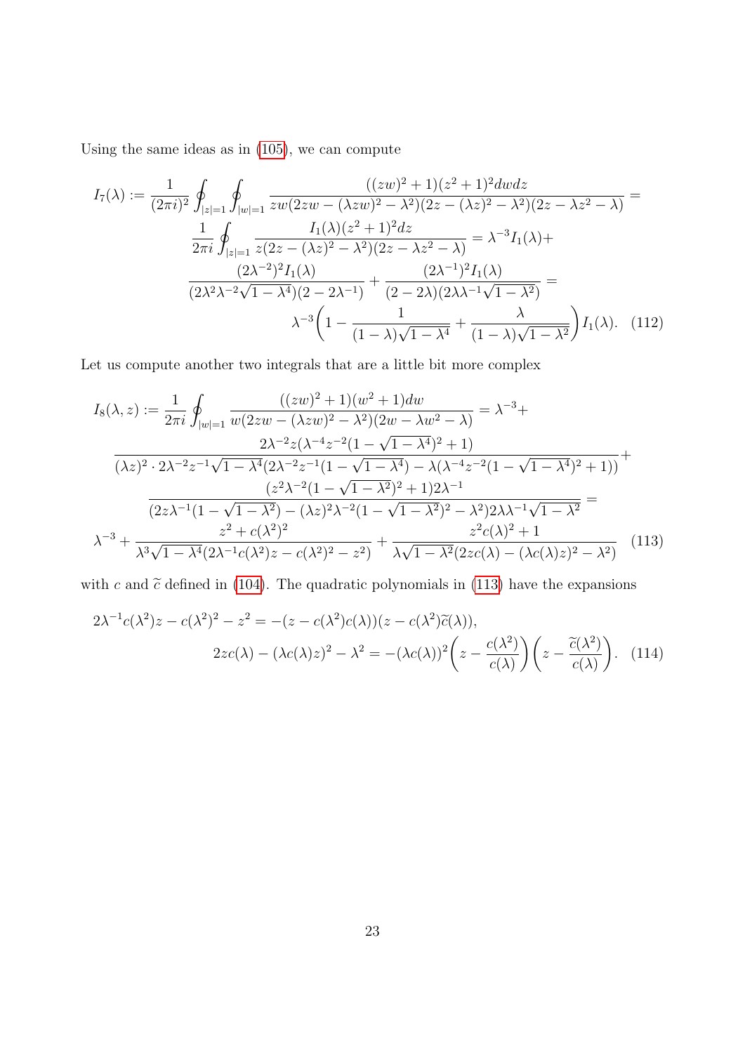Using the same ideas as in (105), we can compute

$$
\begin{aligned}
I_7(\lambda) &:= \frac{1}{(2\pi i)^2}\oint_{|z|=1}\oint_{|w|=1}\frac{((zw)^2+1)(z^2+1)^2 dw dz}{zw(2zw-(\lambda zw)^2-\lambda^2)(2z-(\lambda z)^2-\lambda^2)(2z-\lambda z^2-\lambda)} = \\
&\frac{1}{2\pi i}\oint_{|z|=1}\frac{I_1(\lambda)(z^2+1)^2 dz}{z(2z-(\lambda z)^2-\lambda^2)(2z-\lambda z^2-\lambda)} = \lambda^{-3}I_1(\lambda) + \\
&\frac{(2\lambda^{-2})^2 I_1(\lambda)}{(2\lambda^2\lambda^{-2}\sqrt{1-\lambda^4})(2-2\lambda^{-1})} + \frac{(2\lambda^{-1})^2 I_1(\lambda)}{(2-2\lambda)(2\lambda\lambda^{-1}\sqrt{1-\lambda^2})} = \\
&\lambda^{-3}\left(1-\frac{1}{(1-\lambda)\sqrt{1-\lambda^4}}+\frac{\lambda}{(1-\lambda)\sqrt{1-\lambda^2}}\right)I_1(\lambda). \quad (112)
\end{aligned}
$$

Let us compute another two integrals that are a little bit more complex

$$
\begin{aligned}
I_8(\lambda, z) &:= \frac{1}{2\pi i}\oint_{|w|=1}\frac{((zw)^2+1)(w^2+1)dw}{w(2zw-(\lambda zw)^2-\lambda^2)(2w-\lambda w^2-\lambda)} = \lambda^{-3} + \\
&\frac{2\lambda^{-2}z(\lambda^{-4}z^{-2}(1-\sqrt{1-\lambda^4})^2+1)}{(\lambda z)^2\cdot 2\lambda^{-2}z^{-1}\sqrt{1-\lambda^4}(2\lambda^{-2}z^{-1}(1-\sqrt{1-\lambda^4})-\lambda(\lambda^{-4}z^{-2}(1-\sqrt{1-\lambda^4})^2+1))} + \\
&\frac{(z^2\lambda^{-2}(1-\sqrt{1-\lambda^2})^2+1)2\lambda^{-1}}{(2z\lambda^{-1}(1-\sqrt{1-\lambda^2})-(\lambda z)^2\lambda^{-2}(1-\sqrt{1-\lambda^2})^2-\lambda^2)2\lambda\lambda^{-1}\sqrt{1-\lambda^2}} = \\
&\lambda^{-3}+\frac{z^2+c(\lambda^2)^2}{\lambda^3\sqrt{1-\lambda^4}(2\lambda^{-1}c(\lambda^2)z-c(\lambda^2)^2-z^2)}+\frac{z^2c(\lambda)^2+1}{\lambda\sqrt{1-\lambda^2}(2zc(\lambda)-(\lambda c(\lambda)z)^2-\lambda^2)} \quad (113)
\end{aligned}
$$

with $c$ and $\widetilde{c}$ defined in (104). The quadratic polynomials in (113) have the expansions

$$
\begin{aligned}
&2\lambda^{-1}c(\lambda^2)z - c(\lambda^2)^2 - z^2 = -(z-c(\lambda^2)c(\lambda))(z-c(\lambda^2)\widetilde{c}(\lambda)), \\
&\qquad 2zc(\lambda)-(\lambda c(\lambda)z)^2-\lambda^2 = -(\lambda c(\lambda))^2\left(z-\frac{c(\lambda^2)}{c(\lambda)}\right)\left(z-\frac{\widetilde{c}(\lambda^2)}{c(\lambda)}\right). \quad (114)
\end{aligned}
$$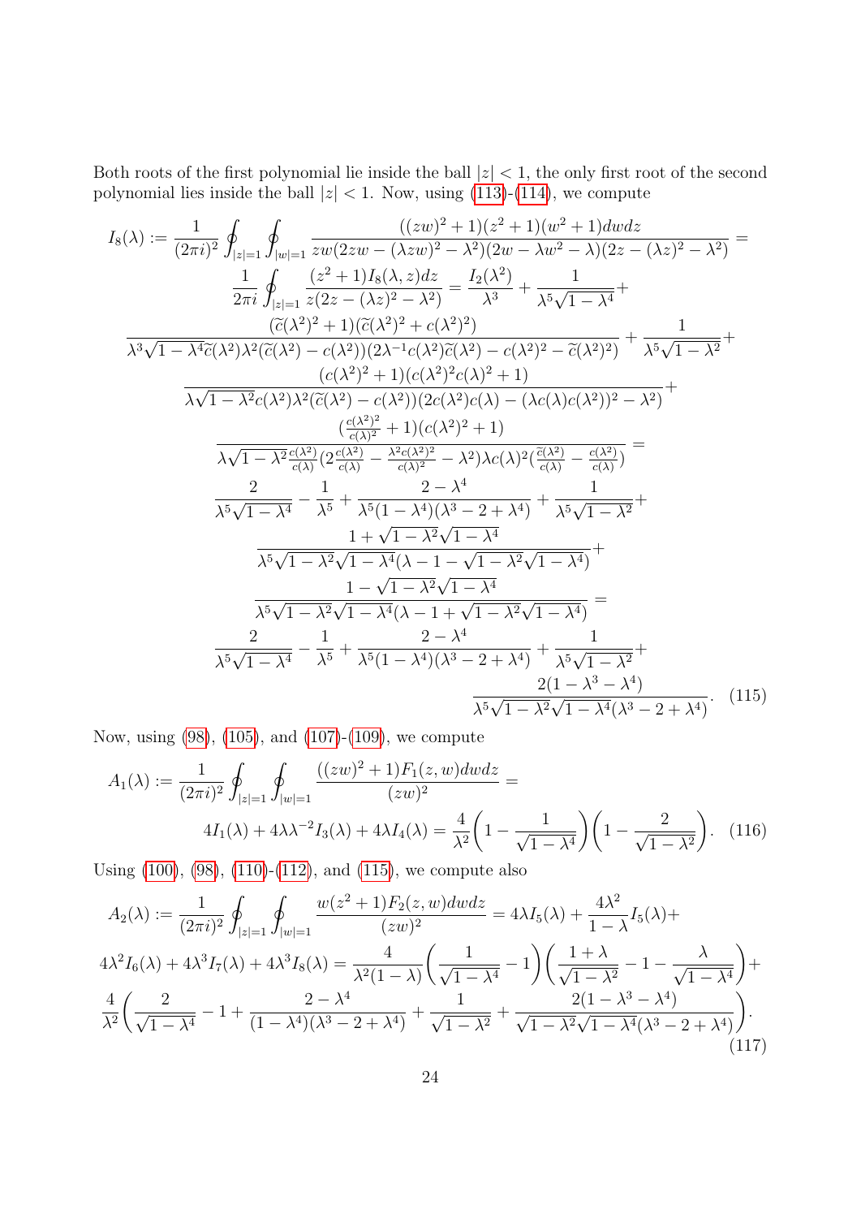Both roots of the first polynomial lie inside the ball $|z|<1$, the only first root of the second polynomial lies inside the ball $|z|<1$. Now, using (113)-(114), we compute

$$
\begin{aligned}
I_8(\lambda) &:= \frac{1}{(2\pi i)^2}\oint_{|z|=1}\oint_{|w|=1}\frac{((zw)^2+1)(z^2+1)(w^2+1)dwdz}{zw(2zw-(\lambda zw)^2-\lambda^2)(2w-\lambda w^2-\lambda)(2z-(\lambda z)^2-\lambda^2)} = \\
&\frac{1}{2\pi i}\oint_{|z|=1}\frac{(z^2+1)I_8(\lambda,z)dz}{z(2z-(\lambda z)^2-\lambda^2)} = \frac{I_2(\lambda^2)}{\lambda^3}+\frac{1}{\lambda^5\sqrt{1-\lambda^4}}+ \\
&\frac{(\widetilde{c}(\lambda^2)^2+1)(\widetilde{c}(\lambda^2)^2+c(\lambda^2)^2)}{\lambda^3\sqrt{1-\lambda^4}\widetilde{c}(\lambda^2)\lambda^2(\widetilde{c}(\lambda^2)-c(\lambda^2))(2\lambda^{-1}c(\lambda^2)\widetilde{c}(\lambda^2)-c(\lambda^2)^2-\widetilde{c}(\lambda^2)^2)}+\frac{1}{\lambda^5\sqrt{1-\lambda^2}}+ \\
&\frac{(c(\lambda^2)^2+1)(c(\lambda^2)^2c(\lambda)^2+1)}{\lambda\sqrt{1-\lambda^2}c(\lambda)\lambda^2(\widetilde{c}(\lambda^2)-c(\lambda))(2c(\lambda^2)c(\lambda)-(\lambda c(\lambda)c(\lambda^2))^2-\lambda^2)}+ \\
&\frac{(\frac{c(\lambda^2)^2}{c(\lambda)^2}+1)(c(\lambda^2)^2+1)}{\lambda\sqrt{1-\lambda^2}\frac{c(\lambda^2)}{c(\lambda)}(2\frac{c(\lambda^2)}{c(\lambda)}-\frac{\lambda^2c(\lambda^2)^2}{c(\lambda)^2}-\lambda^2)\lambda c(\lambda)^2(\frac{\widetilde{c}(\lambda^2)}{c(\lambda)}-\frac{c(\lambda^2)}{c(\lambda)})} = \\
&\frac{2}{\lambda^5\sqrt{1-\lambda^4}}-\frac{1}{\lambda^5}+\frac{2-\lambda^4}{\lambda^5(1-\lambda^4)(\lambda^3-2+\lambda^4)}+\frac{1}{\lambda^5\sqrt{1-\lambda^2}}+ \\
&\frac{1+\sqrt{1-\lambda^2}\sqrt{1-\lambda^4}}{\lambda^5\sqrt{1-\lambda^2}\sqrt{1-\lambda^4}(\lambda-1-\sqrt{1-\lambda^2}\sqrt{1-\lambda^4})}+ \\
&\frac{1-\sqrt{1-\lambda^2}\sqrt{1-\lambda^4}}{\lambda^5\sqrt{1-\lambda^2}\sqrt{1-\lambda^4}(\lambda-1+\sqrt{1-\lambda^2}\sqrt{1-\lambda^4})} = \\
&\frac{2}{\lambda^5\sqrt{1-\lambda^4}}-\frac{1}{\lambda^5}+\frac{2-\lambda^4}{\lambda^5(1-\lambda^4)(\lambda^3-2+\lambda^4)}+\frac{1}{\lambda^5\sqrt{1-\lambda^2}}+ \\
&\frac{2(1-\lambda^3-\lambda^4)}{\lambda^5\sqrt{1-\lambda^2}\sqrt{1-\lambda^4}(\lambda^3-2+\lambda^4)}. \qquad (115)
\end{aligned}
$$

Now, using (98), (105), and (107)-(109), we compute

$$
\begin{aligned}
A_1(\lambda) &:= \frac{1}{(2\pi i)^2}\oint_{|z|=1}\oint_{|w|=1}\frac{((zw)^2+1)F_1(z,w)dwdz}{(zw)^2} = \\
&4I_1(\lambda)+4\lambda\lambda^{-2}I_3(\lambda)+4\lambda I_4(\lambda) = \frac{4}{\lambda^2}\left(1-\frac{1}{\sqrt{1-\lambda^4}}\right)\left(1-\frac{2}{\sqrt{1-\lambda^2}}\right). \qquad (116)
\end{aligned}
$$

Using (100), (98), (110)-(112), and (115), we compute also

$$
\begin{aligned}
A_2(\lambda) &:= \frac{1}{(2\pi i)^2}\oint_{|z|=1}\oint_{|w|=1}\frac{w(z^2+1)F_2(z,w)dwdz}{(zw)^2} = 4\lambda I_5(\lambda)+\frac{4\lambda^2}{1-\lambda}I_5(\lambda)+ \\
&4\lambda^2I_6(\lambda)+4\lambda^3I_7(\lambda)+4\lambda^3I_8(\lambda) = \frac{4}{\lambda^2(1-\lambda)}\left(\frac{1}{\sqrt{1-\lambda^4}}-1\right)\left(\frac{1+\lambda}{\sqrt{1-\lambda^2}}-1-\frac{\lambda}{\sqrt{1-\lambda^4}}\right)+ \\
&\frac{4}{\lambda^2}\left(\frac{2}{\sqrt{1-\lambda^4}}-1+\frac{2-\lambda^4}{(1-\lambda^4)(\lambda^3-2+\lambda^4)}+\frac{1}{\sqrt{1-\lambda^2}}+\frac{2(1-\lambda^3-\lambda^4)}{\sqrt{1-\lambda^2}\sqrt{1-\lambda^4}(\lambda^3-2+\lambda^4)}\right). \qquad (117)
\end{aligned}
$$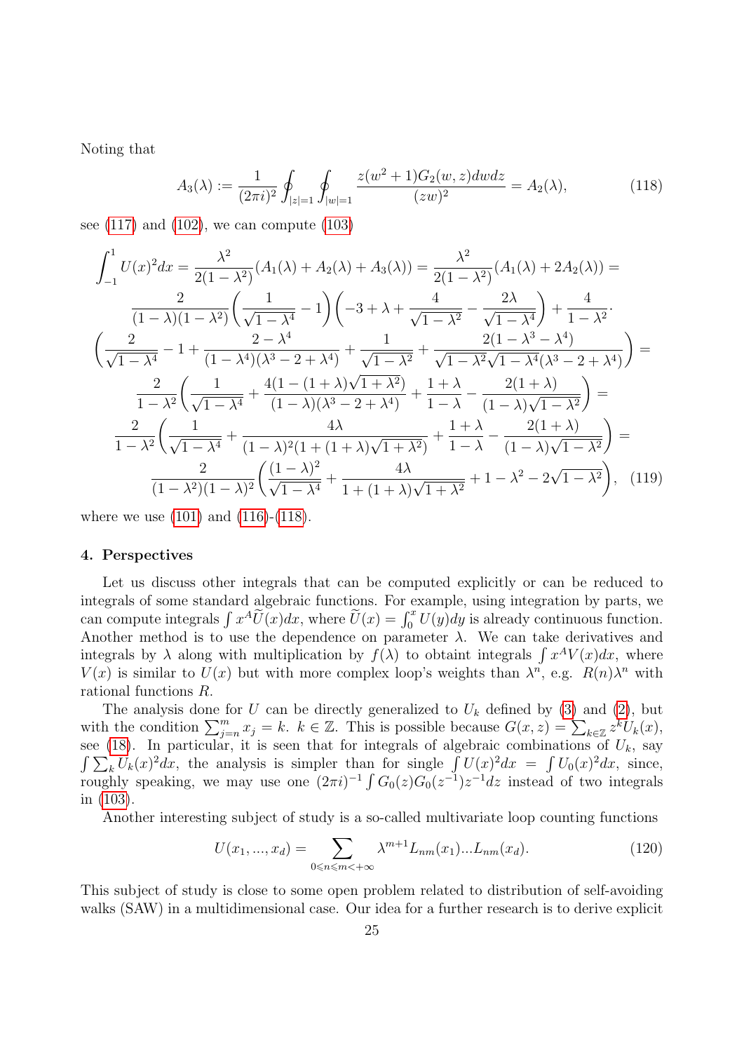Noting that

$$A_3(\lambda) := \frac{1}{(2\pi i)^2} \oint_{|z|=1} \oint_{|w|=1} \frac{z(w^2+1)G_2(w,z)dwdz}{(zw)^2} = A_2(\lambda), \tag{118}$$

see (117) and (102), we can compute (103)

$$\begin{gathered}
\int_{-1}^{1} U(x)^2 dx = \frac{\lambda^2}{2(1-\lambda^2)}(A_1(\lambda) + A_2(\lambda) + A_3(\lambda)) = \frac{\lambda^2}{2(1-\lambda^2)}(A_1(\lambda) + 2A_2(\lambda)) = \\
\frac{2}{(1-\lambda)(1-\lambda^2)}\left(\frac{1}{\sqrt{1-\lambda^4}} - 1\right)\left(-3 + \lambda + \frac{4}{\sqrt{1-\lambda^2}} - \frac{2\lambda}{\sqrt{1-\lambda^4}}\right) + \frac{4}{1-\lambda^2}\cdot \\
\left(\frac{2}{\sqrt{1-\lambda^4}} - 1 + \frac{2-\lambda^4}{(1-\lambda^4)(\lambda^3-2+\lambda^4)} + \frac{1}{\sqrt{1-\lambda^2}} + \frac{2(1-\lambda^3-\lambda^4)}{\sqrt{1-\lambda^2}\sqrt{1-\lambda^4}(\lambda^3-2+\lambda^4)}\right) = \\
\frac{2}{1-\lambda^2}\left(\frac{1}{\sqrt{1-\lambda^4}} + \frac{4(1-(1+\lambda)\sqrt{1+\lambda^2})}{(1-\lambda)(\lambda^3-2+\lambda^4)} + \frac{1+\lambda}{1-\lambda} - \frac{2(1+\lambda)}{(1-\lambda)\sqrt{1-\lambda^2}}\right) = \\
\frac{2}{1-\lambda^2}\left(\frac{1}{\sqrt{1-\lambda^4}} + \frac{4\lambda}{(1-\lambda)^2(1+(1+\lambda)\sqrt{1+\lambda^2})} + \frac{1+\lambda}{1-\lambda} - \frac{2(1+\lambda)}{(1-\lambda)\sqrt{1-\lambda^2}}\right) = \\
\frac{2}{(1-\lambda^2)(1-\lambda)^2}\left(\frac{(1-\lambda)^2}{\sqrt{1-\lambda^4}} + \frac{4\lambda}{1+(1+\lambda)\sqrt{1+\lambda^2}} + 1 - \lambda^2 - 2\sqrt{1-\lambda^2}\right),
\end{gathered} \tag{119}$$

where we use (101) and (116)-(118).

## 4. Perspectives

Let us discuss other integrals that can be computed explicitly or can be reduced to integrals of some standard algebraic functions. For example, using integration by parts, we can compute integrals $\int x^A \widetilde{U}(x)dx$, where $\widetilde{U}(x) = \int_0^x U(y)dy$ is already continuous function. Another method is to use the dependence on parameter $\lambda$. We can take derivatives and integrals by $\lambda$ along with multiplication by $f(\lambda)$ to obtaint integrals $\int x^A V(x)dx$, where $V(x)$ is similar to $U(x)$ but with more complex loop's weights than $\lambda^n$, e.g. $R(n)\lambda^n$ with rational functions $R$.

The analysis done for $U$ can be directly generalized to $U_k$ defined by (3) and (2), but with the condition $\sum_{j=n}^{m} x_j = k$. $k \in \mathbb{Z}$. This is possible because $G(x,z) = \sum_{k\in\mathbb{Z}} z^k U_k(x)$, see (18). In particular, it is seen that for integrals of algebraic combinations of $U_k$, say $\int \sum_k U_k(x)^2 dx$, the analysis is simpler than for single $\int U(x)^2 dx = \int U_0(x)^2 dx$, since, roughly speaking, we may use one $(2\pi i)^{-1} \int G_0(z)G_0(z^{-1})z^{-1}dz$ instead of two integrals in (103).

Another interesting subject of study is a so-called multivariate loop counting functions

$$U(x_1,...,x_d) = \sum_{0\leqslant n\leqslant m<+\infty} \lambda^{m+1} L_{nm}(x_1)...L_{nm}(x_d). \tag{120}$$

This subject of study is close to some open problem related to distribution of self-avoiding walks (SAW) in a multidimensional case. Our idea for a further research is to derive explicit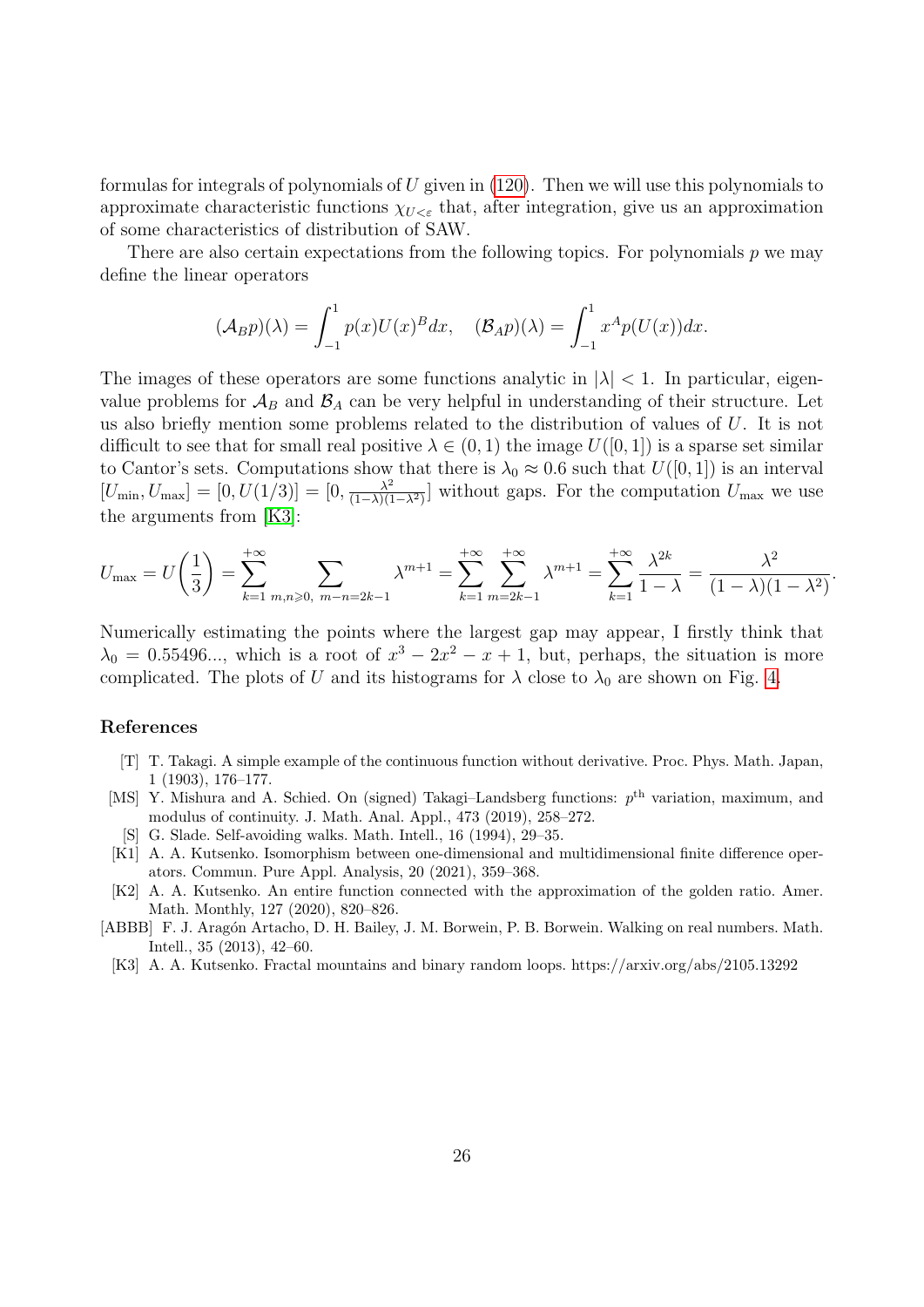formulas for integrals of polynomials of $U$ given in (120). Then we will use this polynomials to approximate characteristic functions $\chi_{U<\varepsilon}$ that, after integration, give us an approximation of some characteristics of distribution of SAW.

There are also certain expectations from the following topics. For polynomials $p$ we may define the linear operators

$$(\mathcal{A}_B p)(\lambda) = \int_{-1}^{1} p(x)U(x)^B dx, \quad (\mathcal{B}_A p)(\lambda) = \int_{-1}^{1} x^A p(U(x))dx.$$

The images of these operators are some functions analytic in $|\lambda| < 1$. In particular, eigenvalue problems for $\mathcal{A}_B$ and $\mathcal{B}_A$ can be very helpful in understanding of their structure. Let us also briefly mention some problems related to the distribution of values of $U$. It is not difficult to see that for small real positive $\lambda \in (0,1)$ the image $U([0,1])$ is a sparse set similar to Cantor's sets. Computations show that there is $\lambda_0 \approx 0.6$ such that $U([0,1])$ is an interval $[U_{\min}, U_{\max}] = [0, U(1/3)] = [0, \frac{\lambda^2}{(1-\lambda)(1-\lambda^2)}]$ without gaps. For the computation $U_{\max}$ we use the arguments from [K3]:

$$U_{\max} = U\biggl(\frac{1}{3}\biggr) = \sum_{k=1}^{+\infty} \sum_{m,n \geqslant 0,\ m-n=2k-1} \lambda^{m+1} = \sum_{k=1}^{+\infty} \sum_{m=2k-1}^{+\infty} \lambda^{m+1} = \sum_{k=1}^{+\infty} \frac{\lambda^{2k}}{1-\lambda} = \frac{\lambda^2}{(1-\lambda)(1-\lambda^2)}.$$

Numerically estimating the points where the largest gap may appear, I firstly think that $\lambda_0 = 0.55496...$, which is a root of $x^3 - 2x^2 - x + 1$, but, perhaps, the situation is more complicated. The plots of $U$ and its histograms for $\lambda$ close to $\lambda_0$ are shown on Fig. 4.

## References

[T] T. Takagi. A simple example of the continuous function without derivative. Proc. Phys. Math. Japan, 1 (1903), 176–177.

[MS] Y. Mishura and A. Schied. On (signed) Takagi–Landsberg functions: $p^{\text{th}}$ variation, maximum, and modulus of continuity. J. Math. Anal. Appl., 473 (2019), 258–272.

[S] G. Slade. Self-avoiding walks. Math. Intell., 16 (1994), 29–35.

[K1] A. A. Kutsenko. Isomorphism between one-dimensional and multidimensional finite difference operators. Commun. Pure Appl. Analysis, 20 (2021), 359–368.

[K2] A. A. Kutsenko. An entire function connected with the approximation of the golden ratio. Amer. Math. Monthly, 127 (2020), 820–826.

[ABBB] F. J. Aragón Artacho, D. H. Bailey, J. M. Borwein, P. B. Borwein. Walking on real numbers. Math. Intell., 35 (2013), 42–60.

[K3] A. A. Kutsenko. Fractal mountains and binary random loops. https://arxiv.org/abs/2105.13292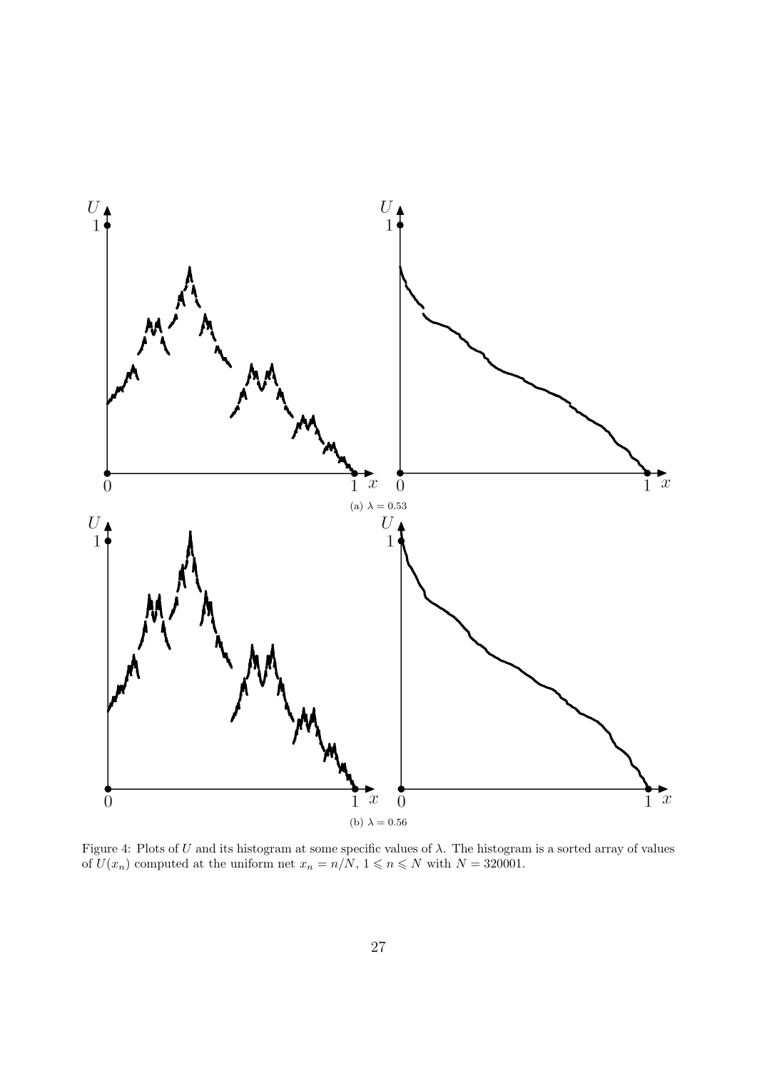U

1

0

1 $x$

U

1

0

1 $x$

(a) $\lambda = 0.53$

U

1

0

1 $x$

U

1

0

1 $x$

(b) $\lambda = 0.56$

Figure 4: Plots of $U$ and its histogram at some specific values of $\lambda$. The histogram is a sorted array of values of $U(x_n)$ computed at the uniform net $x_n = n/N$, $1 \leqslant n \leqslant N$ with $N = 320001$.